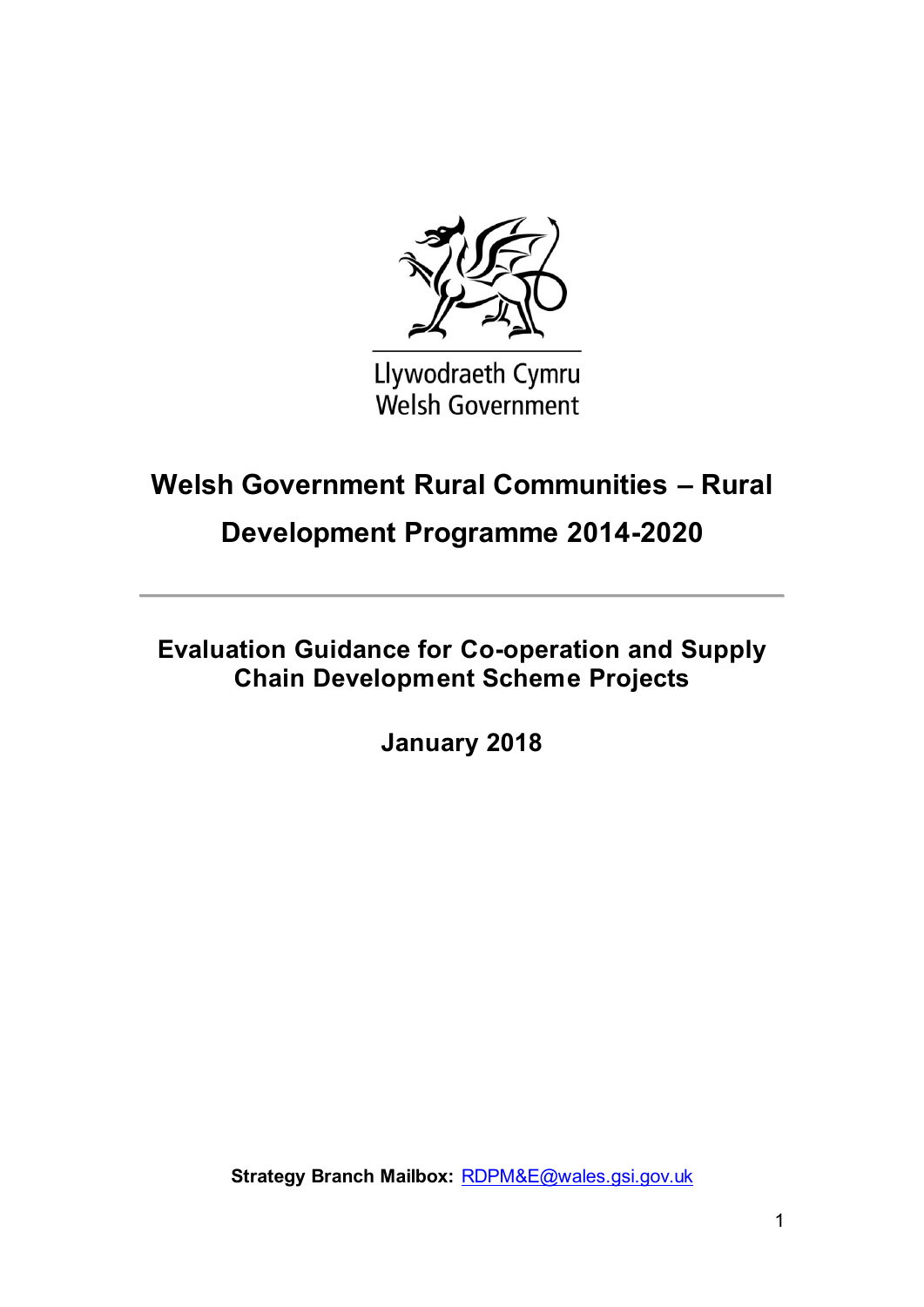Llywodraeth Cymru
Welsh Government

# Welsh Government Rural Communities – Rural Development Programme 2014-2020

## Evaluation Guidance for Co-operation and Supply Chain Development Scheme Projects

**January 2018**

**Strategy Branch Mailbox:** RDPM&E@wales.gsi.gov.uk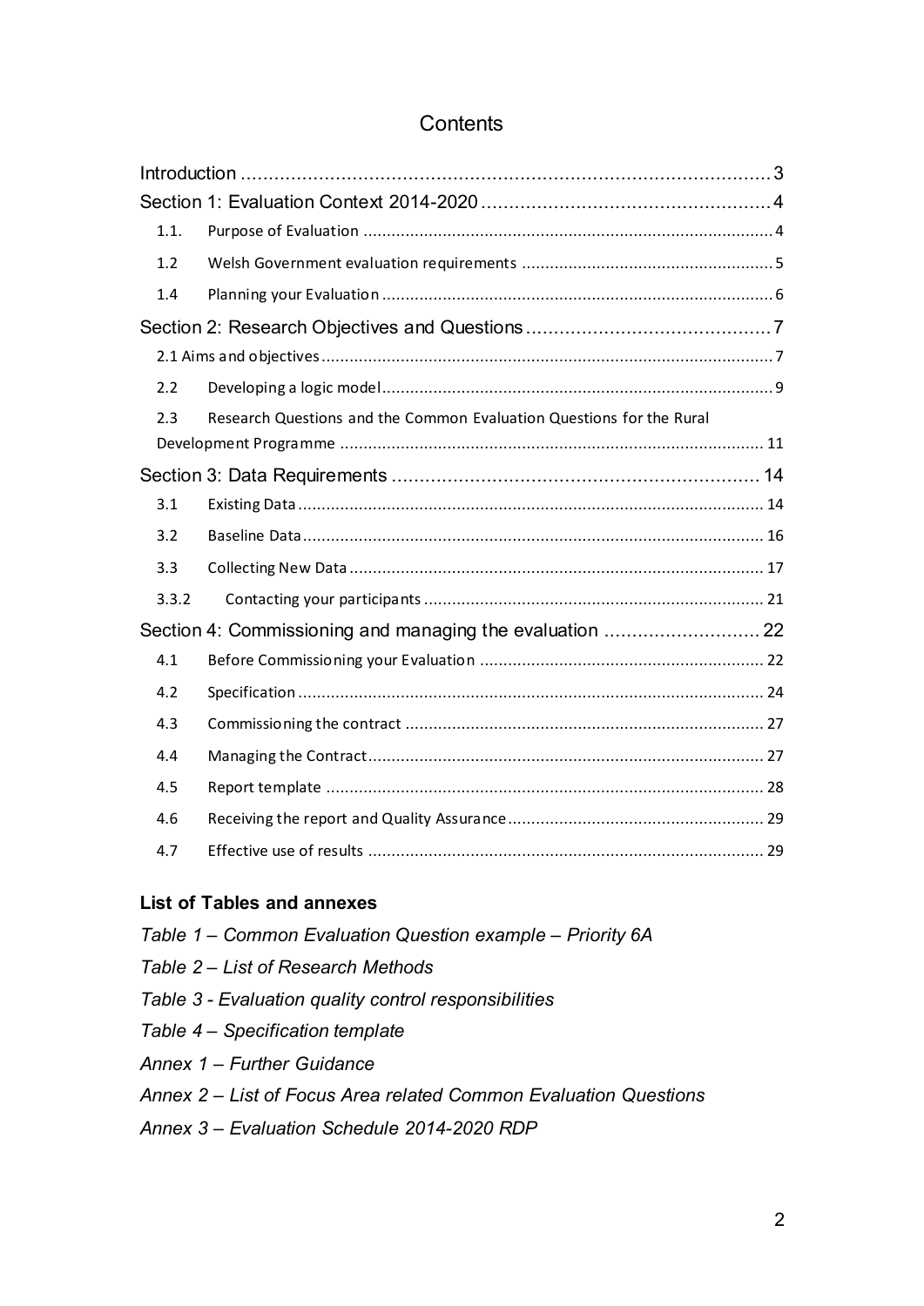# Contents

Introduction .......... 3

Section 1: Evaluation Context 2014-2020 .......... 4

- 1.1. Purpose of Evaluation .......... 4
- 1.2 Welsh Government evaluation requirements .......... 5
- 1.4 Planning your Evaluation .......... 6

Section 2: Research Objectives and Questions .......... 7

- 2.1 Aims and objectives .......... 7
- 2.2 Developing a logic model .......... 9
- 2.3 Research Questions and the Common Evaluation Questions for the Rural Development Programme .......... 11

Section 3: Data Requirements .......... 14

- 3.1 Existing Data .......... 14
- 3.2 Baseline Data .......... 16
- 3.3 Collecting New Data .......... 17
- 3.3.2 Contacting your participants .......... 21

Section 4: Commissioning and managing the evaluation .......... 22

- 4.1 Before Commissioning your Evaluation .......... 22
- 4.2 Specification .......... 24
- 4.3 Commissioning the contract .......... 27
- 4.4 Managing the Contract .......... 27
- 4.5 Report template .......... 28
- 4.6 Receiving the report and Quality Assurance .......... 29
- 4.7 Effective use of results .......... 29

**List of Tables and annexes**

*Table 1 – Common Evaluation Question example – Priority 6A*

*Table 2 – List of Research Methods*

*Table 3 - Evaluation quality control responsibilities*

*Table 4 – Specification template*

*Annex 1 – Further Guidance*

*Annex 2 – List of Focus Area related Common Evaluation Questions*

*Annex 3 – Evaluation Schedule 2014-2020 RDP*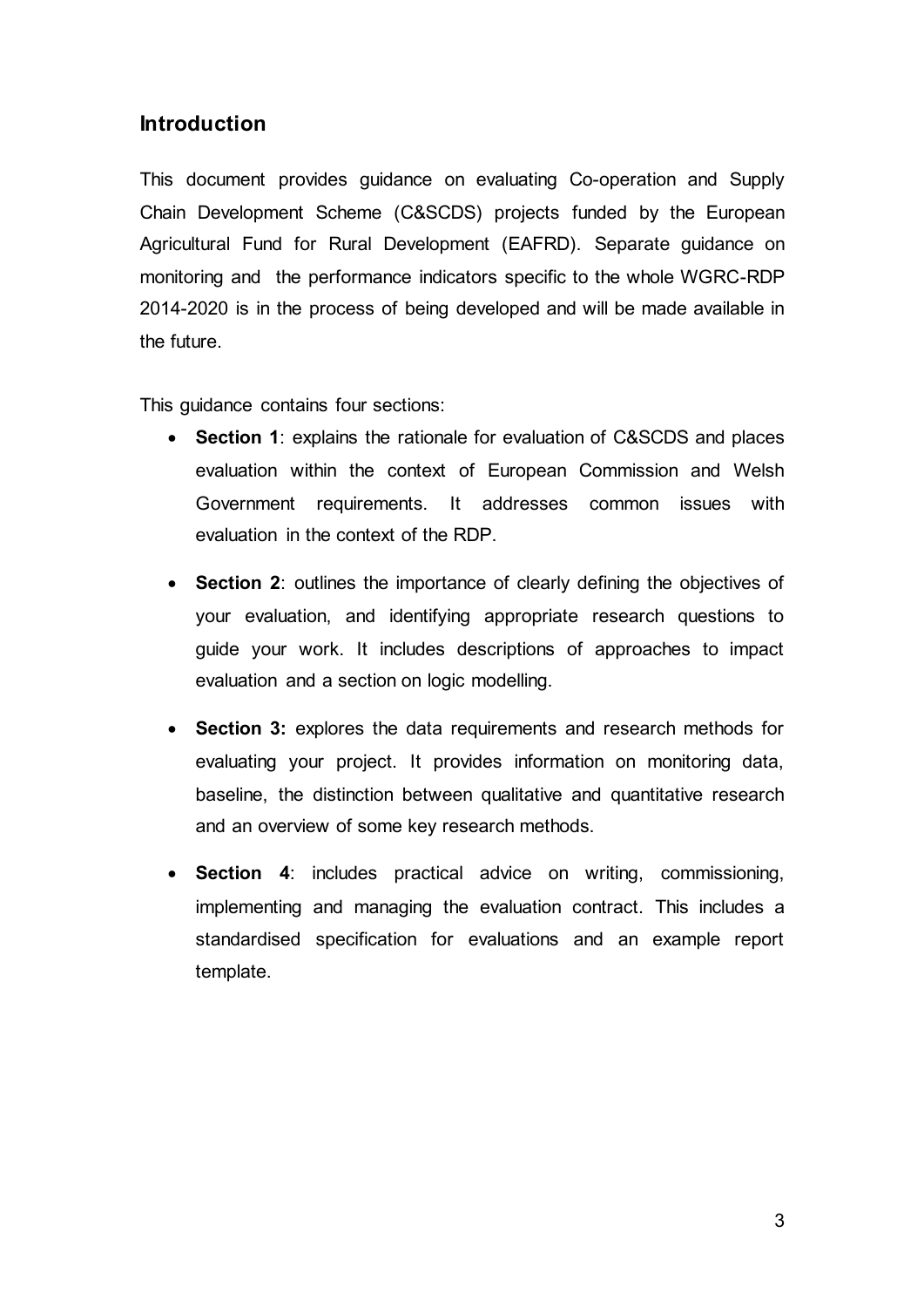## Introduction

This document provides guidance on evaluating Co-operation and Supply Chain Development Scheme (C&SCDS) projects funded by the European Agricultural Fund for Rural Development (EAFRD). Separate guidance on monitoring and the performance indicators specific to the whole WGRC-RDP 2014-2020 is in the process of being developed and will be made available in the future.

This guidance contains four sections:

- **Section 1**: explains the rationale for evaluation of C&SCDS and places evaluation within the context of European Commission and Welsh Government requirements. It addresses common issues with evaluation in the context of the RDP.

- **Section 2**: outlines the importance of clearly defining the objectives of your evaluation, and identifying appropriate research questions to guide your work. It includes descriptions of approaches to impact evaluation and a section on logic modelling.

- **Section 3:** explores the data requirements and research methods for evaluating your project. It provides information on monitoring data, baseline, the distinction between qualitative and quantitative research and an overview of some key research methods.

- **Section 4**: includes practical advice on writing, commissioning, implementing and managing the evaluation contract. This includes a standardised specification for evaluations and an example report template.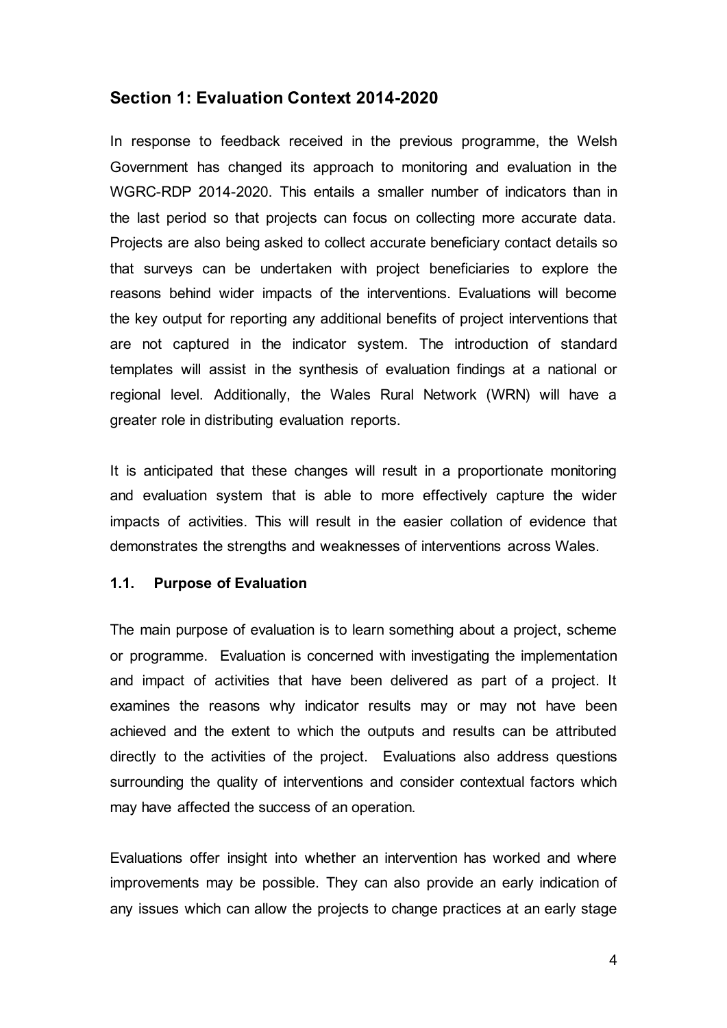## Section 1: Evaluation Context 2014-2020

In response to feedback received in the previous programme, the Welsh Government has changed its approach to monitoring and evaluation in the WGRC-RDP 2014-2020. This entails a smaller number of indicators than in the last period so that projects can focus on collecting more accurate data. Projects are also being asked to collect accurate beneficiary contact details so that surveys can be undertaken with project beneficiaries to explore the reasons behind wider impacts of the interventions. Evaluations will become the key output for reporting any additional benefits of project interventions that are not captured in the indicator system. The introduction of standard templates will assist in the synthesis of evaluation findings at a national or regional level. Additionally, the Wales Rural Network (WRN) will have a greater role in distributing evaluation reports.

It is anticipated that these changes will result in a proportionate monitoring and evaluation system that is able to more effectively capture the wider impacts of activities. This will result in the easier collation of evidence that demonstrates the strengths and weaknesses of interventions across Wales.

### 1.1. Purpose of Evaluation

The main purpose of evaluation is to learn something about a project, scheme or programme. Evaluation is concerned with investigating the implementation and impact of activities that have been delivered as part of a project. It examines the reasons why indicator results may or may not have been achieved and the extent to which the outputs and results can be attributed directly to the activities of the project. Evaluations also address questions surrounding the quality of interventions and consider contextual factors which may have affected the success of an operation.

Evaluations offer insight into whether an intervention has worked and where improvements may be possible. They can also provide an early indication of any issues which can allow the projects to change practices at an early stage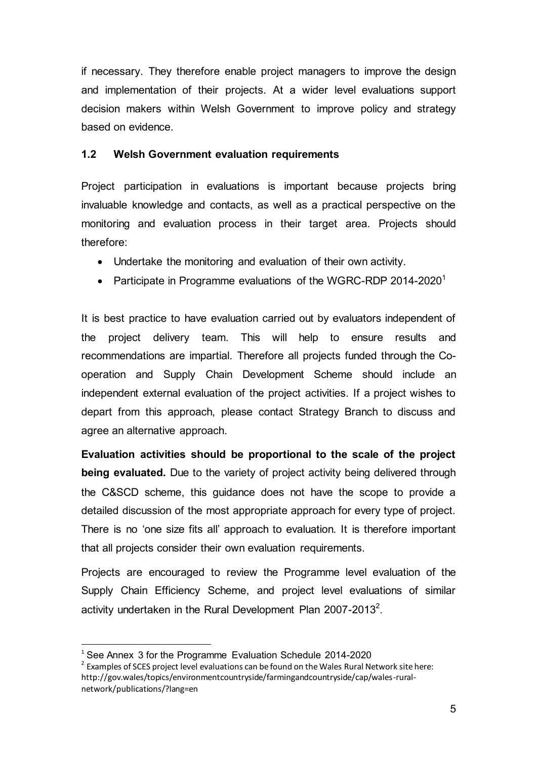if necessary. They therefore enable project managers to improve the design and implementation of their projects. At a wider level evaluations support decision makers within Welsh Government to improve policy and strategy based on evidence.

### 1.2 Welsh Government evaluation requirements

Project participation in evaluations is important because projects bring invaluable knowledge and contacts, as well as a practical perspective on the monitoring and evaluation process in their target area. Projects should therefore:

- Undertake the monitoring and evaluation of their own activity.
- Participate in Programme evaluations of the WGRC-RDP 2014-2020[1]

It is best practice to have evaluation carried out by evaluators independent of the project delivery team. This will help to ensure results and recommendations are impartial. Therefore all projects funded through the Co-operation and Supply Chain Development Scheme should include an independent external evaluation of the project activities. If a project wishes to depart from this approach, please contact Strategy Branch to discuss and agree an alternative approach.

**Evaluation activities should be proportional to the scale of the project being evaluated.** Due to the variety of project activity being delivered through the C&SCD scheme, this guidance does not have the scope to provide a detailed discussion of the most appropriate approach for every type of project. There is no 'one size fits all' approach to evaluation. It is therefore important that all projects consider their own evaluation requirements.

Projects are encouraged to review the Programme level evaluation of the Supply Chain Efficiency Scheme, and project level evaluations of similar activity undertaken in the Rural Development Plan 2007-2013[2].

---

[1] See Annex 3 for the Programme Evaluation Schedule 2014-2020

[2] Examples of SCES project level evaluations can be found on the Wales Rural Network site here: http://gov.wales/topics/environmentcountryside/farmingandcountryside/cap/wales-rural-network/publications/?lang=en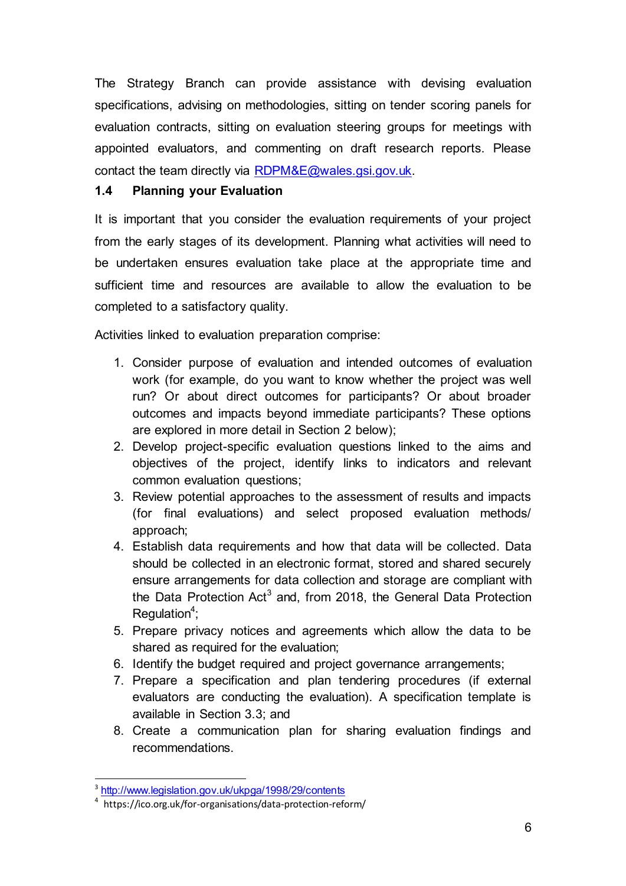The Strategy Branch can provide assistance with devising evaluation specifications, advising on methodologies, sitting on tender scoring panels for evaluation contracts, sitting on evaluation steering groups for meetings with appointed evaluators, and commenting on draft research reports. Please contact the team directly via RDPM&E@wales.gsi.gov.uk.

### 1.4 Planning your Evaluation

It is important that you consider the evaluation requirements of your project from the early stages of its development. Planning what activities will need to be undertaken ensures evaluation take place at the appropriate time and sufficient time and resources are available to allow the evaluation to be completed to a satisfactory quality.

Activities linked to evaluation preparation comprise:

1. Consider purpose of evaluation and intended outcomes of evaluation work (for example, do you want to know whether the project was well run? Or about direct outcomes for participants? Or about broader outcomes and impacts beyond immediate participants? These options are explored in more detail in Section 2 below);
2. Develop project-specific evaluation questions linked to the aims and objectives of the project, identify links to indicators and relevant common evaluation questions;
3. Review potential approaches to the assessment of results and impacts (for final evaluations) and select proposed evaluation methods/ approach;
4. Establish data requirements and how that data will be collected. Data should be collected in an electronic format, stored and shared securely ensure arrangements for data collection and storage are compliant with the Data Protection Act[3] and, from 2018, the General Data Protection Regulation[4];
5. Prepare privacy notices and agreements which allow the data to be shared as required for the evaluation;
6. Identify the budget required and project governance arrangements;
7. Prepare a specification and plan tendering procedures (if external evaluators are conducting the evaluation). A specification template is available in Section 3.3; and
8. Create a communication plan for sharing evaluation findings and recommendations.

---

[3] http://www.legislation.gov.uk/ukpga/1998/29/contents

[4] https://ico.org.uk/for-organisations/data-protection-reform/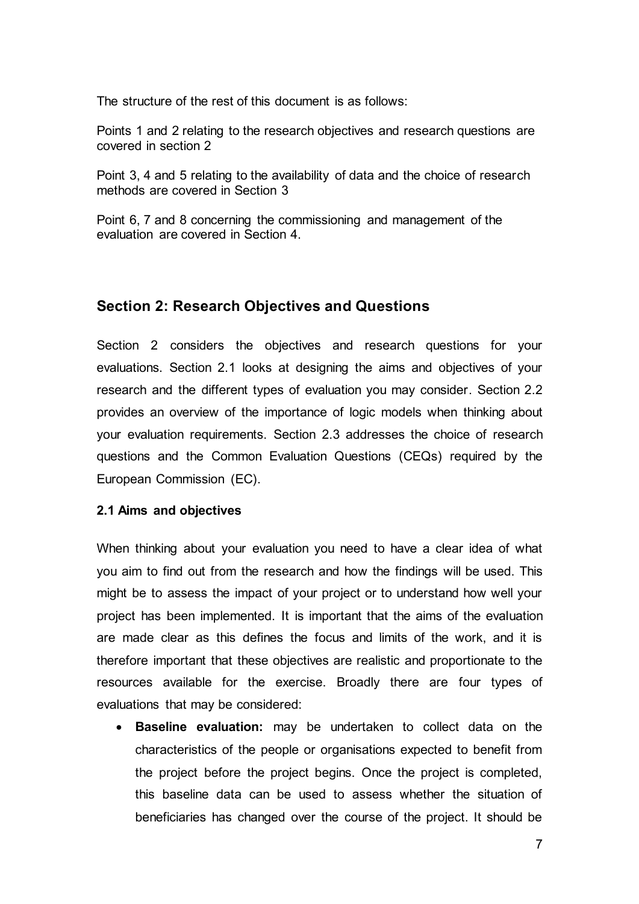The structure of the rest of this document is as follows:

Points 1 and 2 relating to the research objectives and research questions are covered in section 2

Point 3, 4 and 5 relating to the availability of data and the choice of research methods are covered in Section 3

Point 6, 7 and 8 concerning the commissioning and management of the evaluation are covered in Section 4.

## Section 2: Research Objectives and Questions

Section 2 considers the objectives and research questions for your evaluations. Section 2.1 looks at designing the aims and objectives of your research and the different types of evaluation you may consider. Section 2.2 provides an overview of the importance of logic models when thinking about your evaluation requirements. Section 2.3 addresses the choice of research questions and the Common Evaluation Questions (CEQs) required by the European Commission (EC).

### 2.1 Aims and objectives

When thinking about your evaluation you need to have a clear idea of what you aim to find out from the research and how the findings will be used. This might be to assess the impact of your project or to understand how well your project has been implemented. It is important that the aims of the evaluation are made clear as this defines the focus and limits of the work, and it is therefore important that these objectives are realistic and proportionate to the resources available for the exercise. Broadly there are four types of evaluations that may be considered:

- **Baseline evaluation:** may be undertaken to collect data on the characteristics of the people or organisations expected to benefit from the project before the project begins. Once the project is completed, this baseline data can be used to assess whether the situation of beneficiaries has changed over the course of the project. It should be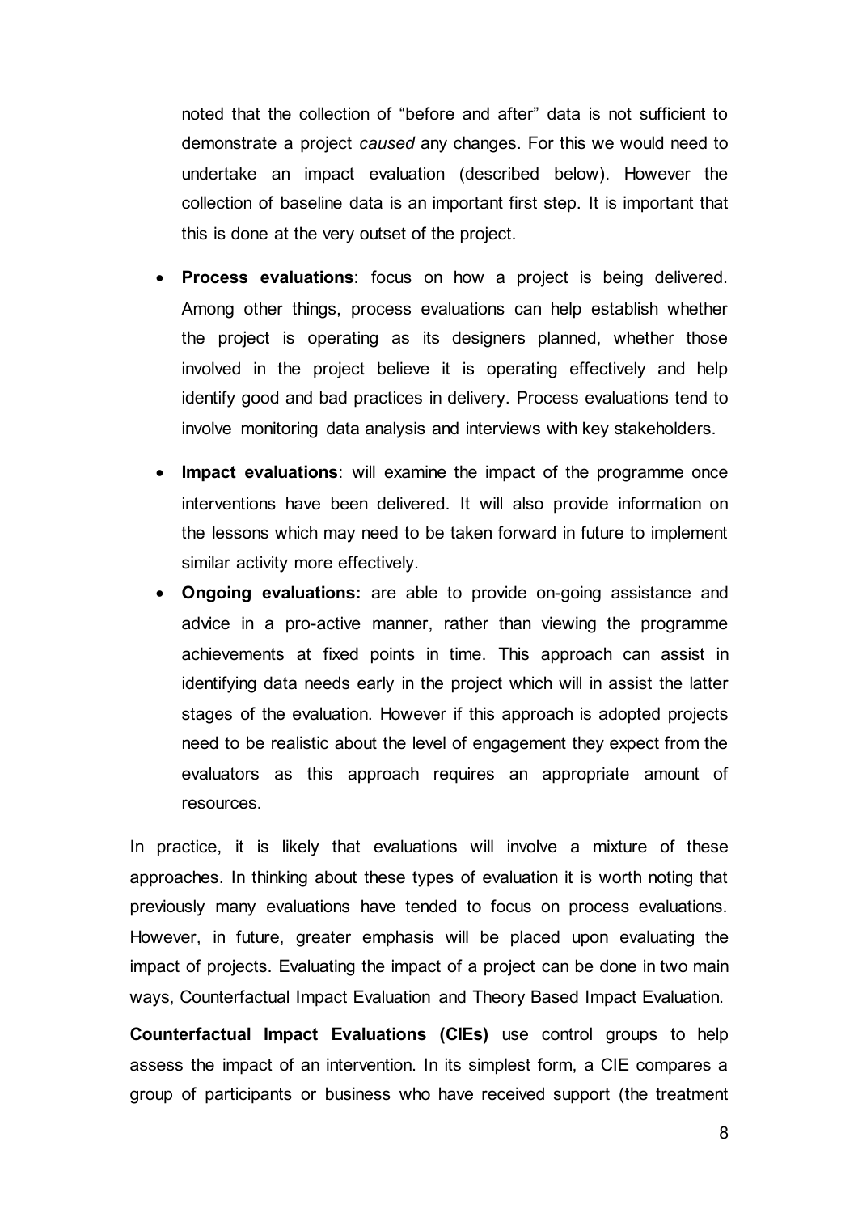noted that the collection of "before and after" data is not sufficient to demonstrate a project *caused* any changes. For this we would need to undertake an impact evaluation (described below). However the collection of baseline data is an important first step. It is important that this is done at the very outset of the project.

- **Process evaluations**: focus on how a project is being delivered. Among other things, process evaluations can help establish whether the project is operating as its designers planned, whether those involved in the project believe it is operating effectively and help identify good and bad practices in delivery. Process evaluations tend to involve monitoring data analysis and interviews with key stakeholders.
- **Impact evaluations**: will examine the impact of the programme once interventions have been delivered. It will also provide information on the lessons which may need to be taken forward in future to implement similar activity more effectively.
- **Ongoing evaluations:** are able to provide on-going assistance and advice in a pro-active manner, rather than viewing the programme achievements at fixed points in time. This approach can assist in identifying data needs early in the project which will in assist the latter stages of the evaluation. However if this approach is adopted projects need to be realistic about the level of engagement they expect from the evaluators as this approach requires an appropriate amount of resources.

In practice, it is likely that evaluations will involve a mixture of these approaches. In thinking about these types of evaluation it is worth noting that previously many evaluations have tended to focus on process evaluations. However, in future, greater emphasis will be placed upon evaluating the impact of projects. Evaluating the impact of a project can be done in two main ways, Counterfactual Impact Evaluation and Theory Based Impact Evaluation.

**Counterfactual Impact Evaluations (CIEs)** use control groups to help assess the impact of an intervention. In its simplest form, a CIE compares a group of participants or business who have received support (the treatment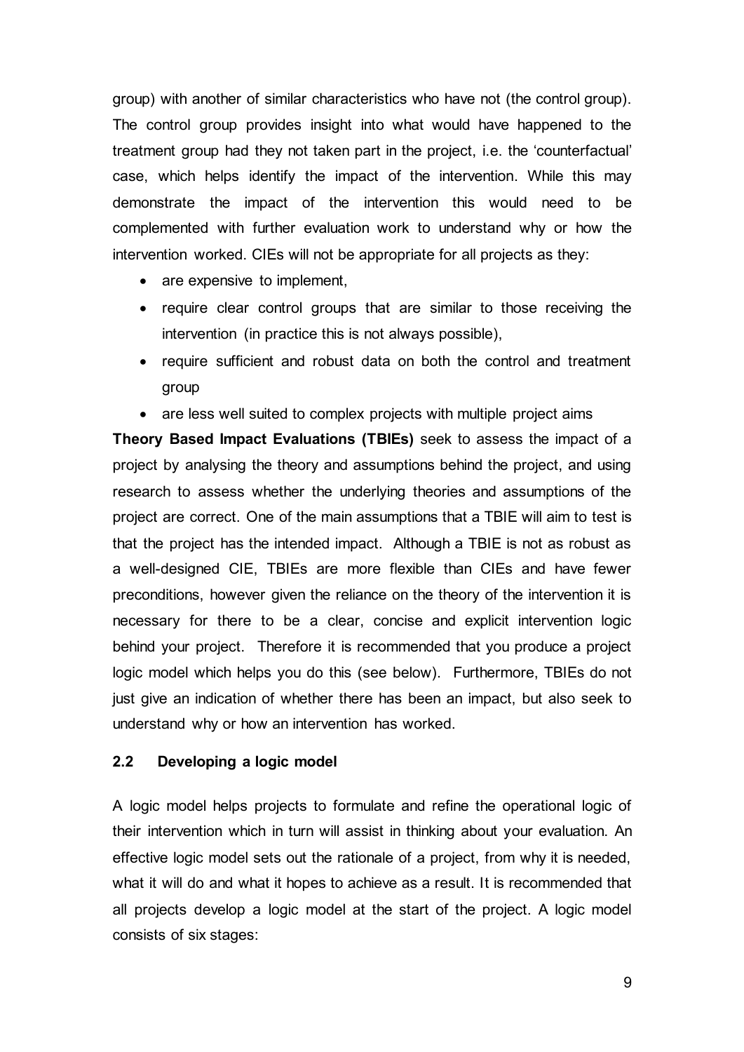group) with another of similar characteristics who have not (the control group). The control group provides insight into what would have happened to the treatment group had they not taken part in the project, i.e. the 'counterfactual' case, which helps identify the impact of the intervention. While this may demonstrate the impact of the intervention this would need to be complemented with further evaluation work to understand why or how the intervention worked. CIEs will not be appropriate for all projects as they:

- are expensive to implement,
- require clear control groups that are similar to those receiving the intervention (in practice this is not always possible),
- require sufficient and robust data on both the control and treatment group
- are less well suited to complex projects with multiple project aims

**Theory Based Impact Evaluations (TBIEs)** seek to assess the impact of a project by analysing the theory and assumptions behind the project, and using research to assess whether the underlying theories and assumptions of the project are correct. One of the main assumptions that a TBIE will aim to test is that the project has the intended impact. Although a TBIE is not as robust as a well-designed CIE, TBIEs are more flexible than CIEs and have fewer preconditions, however given the reliance on the theory of the intervention it is necessary for there to be a clear, concise and explicit intervention logic behind your project. Therefore it is recommended that you produce a project logic model which helps you do this (see below). Furthermore, TBIEs do not just give an indication of whether there has been an impact, but also seek to understand why or how an intervention has worked.

### 2.2 Developing a logic model

A logic model helps projects to formulate and refine the operational logic of their intervention which in turn will assist in thinking about your evaluation. An effective logic model sets out the rationale of a project, from why it is needed, what it will do and what it hopes to achieve as a result. It is recommended that all projects develop a logic model at the start of the project. A logic model consists of six stages: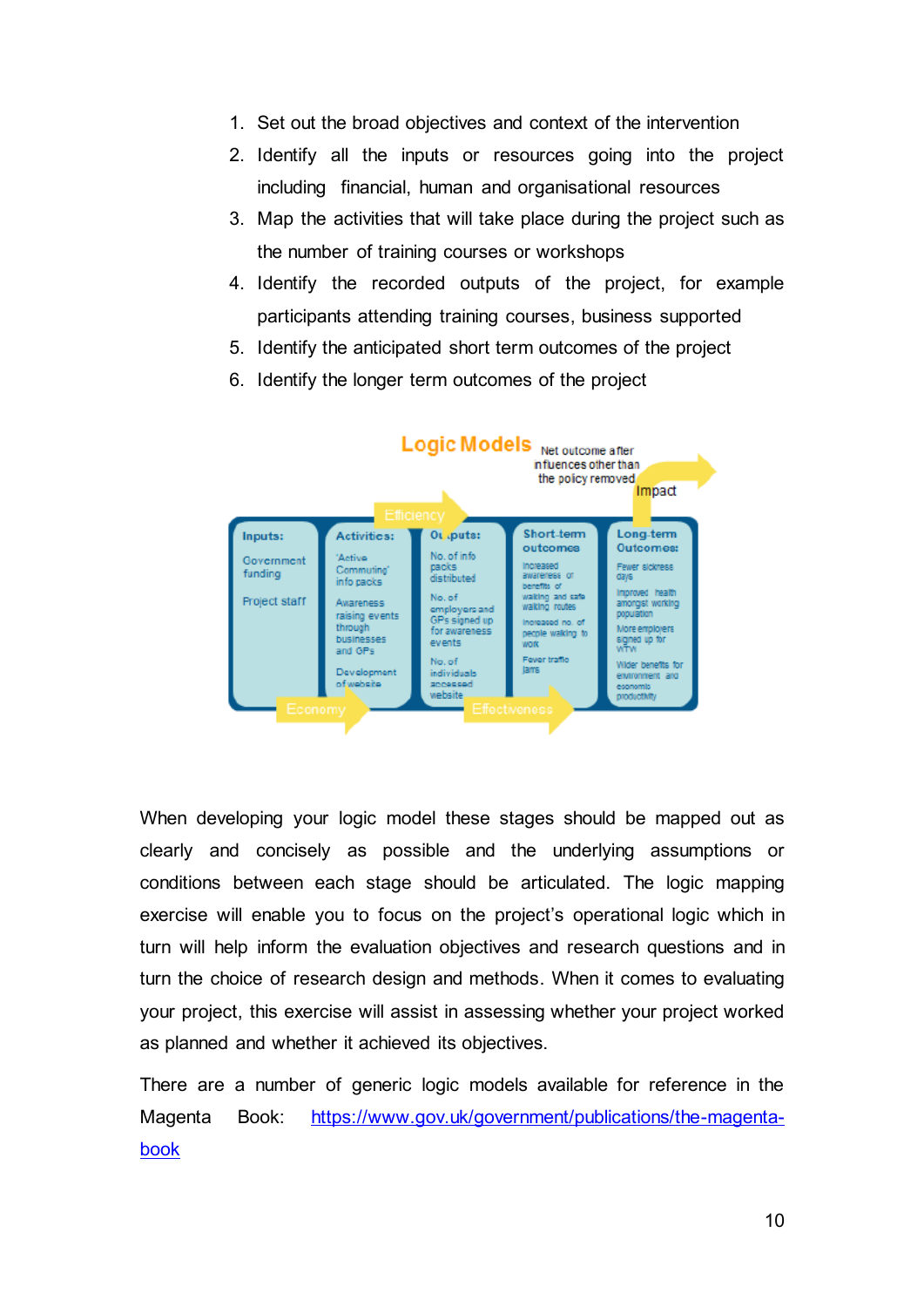1. Set out the broad objectives and context of the intervention
2. Identify all the inputs or resources going into the project including financial, human and organisational resources
3. Map the activities that will take place during the project such as the number of training courses or workshops
4. Identify the recorded outputs of the project, for example participants attending training courses, business supported
5. Identify the anticipated short term outcomes of the project
6. Identify the longer term outcomes of the project

**Logic Models**

| Inputs: | Activities: | Outputs: | Short-term outcomes | Long-term Outcomes: |
|---|---|---|---|---|
| Government funding<br><br>Project staff | 'Active Commuting' info packs<br><br>Awareness raising events through businesses and GPs<br><br>Development of website | No. of info packs distributed<br><br>No. of employers and GPs signed up for awareness events<br><br>No. of individuals accessed website | Increased awareness of benefits of walking and safe walking routes<br><br>Increased no. of people walking to work<br><br>Fewer traffic jams | Fewer sickness days<br><br>Improved health amongst working population<br><br>More employers signed up for WTW<br><br>Wider benefits for environment and economic productivity |

Economy → Efficiency → Effectiveness → Impact (Net outcome after influences other than the policy removed)

When developing your logic model these stages should be mapped out as clearly and concisely as possible and the underlying assumptions or conditions between each stage should be articulated. The logic mapping exercise will enable you to focus on the project's operational logic which in turn will help inform the evaluation objectives and research questions and in turn the choice of research design and methods. When it comes to evaluating your project, this exercise will assist in assessing whether your project worked as planned and whether it achieved its objectives.

There are a number of generic logic models available for reference in the Magenta Book: https://www.gov.uk/government/publications/the-magenta-book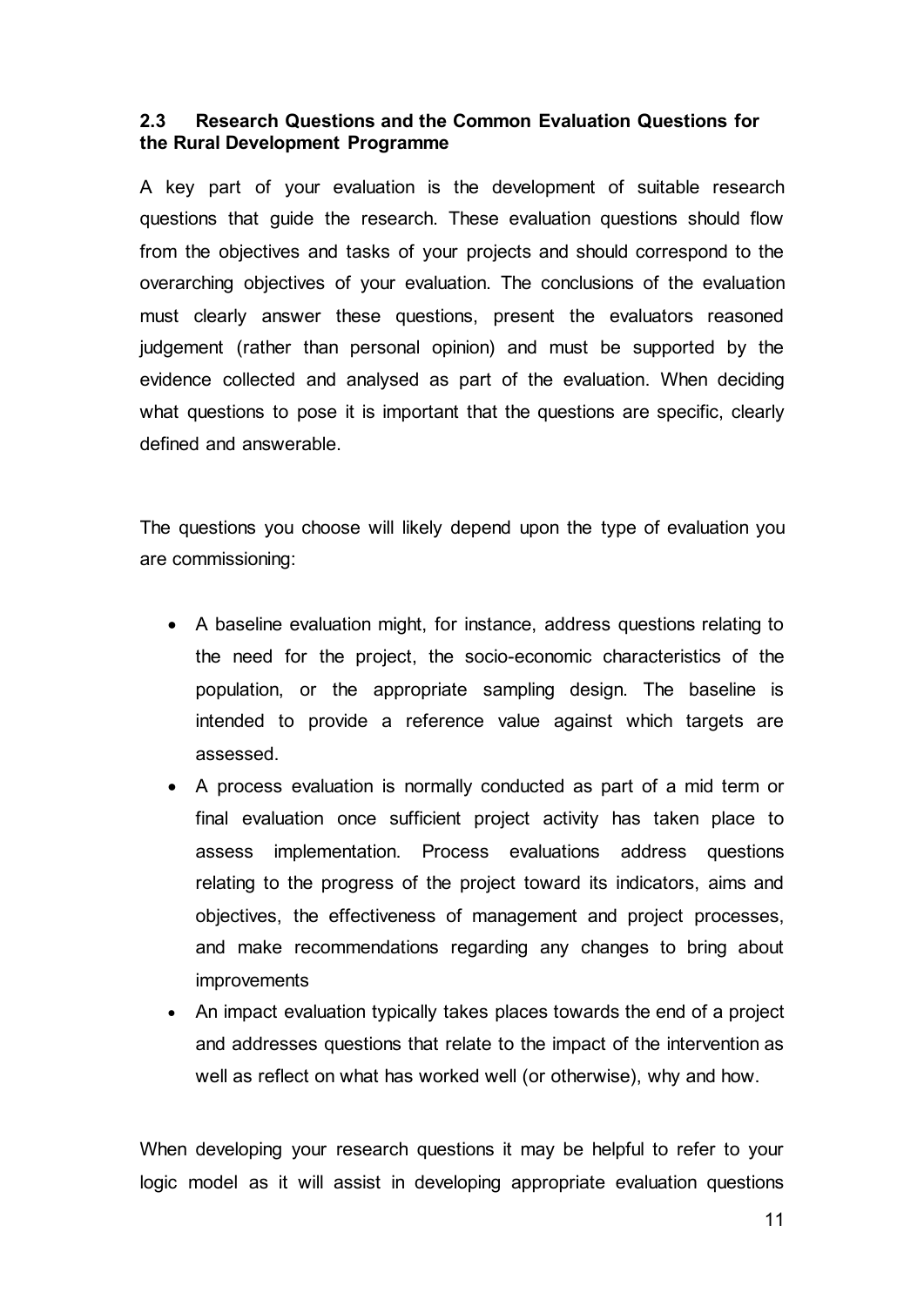### 2.3 Research Questions and the Common Evaluation Questions for the Rural Development Programme

A key part of your evaluation is the development of suitable research questions that guide the research. These evaluation questions should flow from the objectives and tasks of your projects and should correspond to the overarching objectives of your evaluation. The conclusions of the evaluation must clearly answer these questions, present the evaluators reasoned judgement (rather than personal opinion) and must be supported by the evidence collected and analysed as part of the evaluation. When deciding what questions to pose it is important that the questions are specific, clearly defined and answerable.

The questions you choose will likely depend upon the type of evaluation you are commissioning:

- A baseline evaluation might, for instance, address questions relating to the need for the project, the socio-economic characteristics of the population, or the appropriate sampling design. The baseline is intended to provide a reference value against which targets are assessed.
- A process evaluation is normally conducted as part of a mid term or final evaluation once sufficient project activity has taken place to assess implementation. Process evaluations address questions relating to the progress of the project toward its indicators, aims and objectives, the effectiveness of management and project processes, and make recommendations regarding any changes to bring about improvements
- An impact evaluation typically takes places towards the end of a project and addresses questions that relate to the impact of the intervention as well as reflect on what has worked well (or otherwise), why and how.

When developing your research questions it may be helpful to refer to your logic model as it will assist in developing appropriate evaluation questions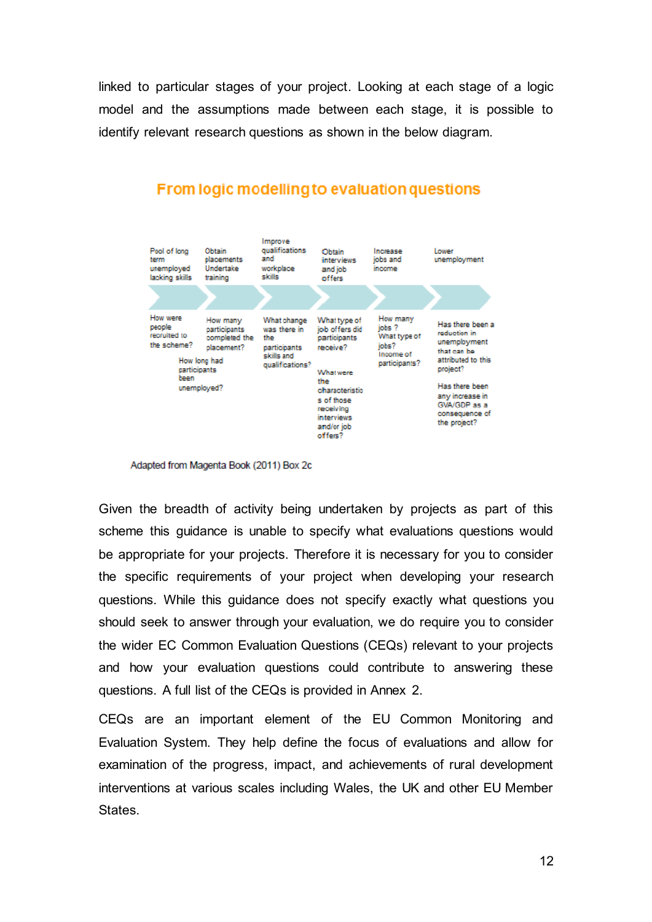linked to particular stages of your project. Looking at each stage of a logic model and the assumptions made between each stage, it is possible to identify relevant research questions as shown in the below diagram.

**From logic modelling to evaluation questions**

| Pool of long term unemployed lacking skills | Obtain placements Undertake training | Improve qualifications and workplace skills | Obtain interviews and job offers | Increase jobs and income | Lower unemployment |
|---|---|---|---|---|---|
| How were people recruited to the scheme? How long had participants been unemployed? | How many participants completed the placement? | What change was there in the participants skills and qualifications? | What type of job offers did participants receive? What were the characteristics of those receiving interviews and/or job offers? | How many jobs? What type of jobs? Income of participants? | Has there been a reduction in unemployment that can be attributed to this project? Has there been any increase in GVA/GDP as a consequence of the project? |

Adapted from Magenta Book (2011) Box 2c

Given the breadth of activity being undertaken by projects as part of this scheme this guidance is unable to specify what evaluations questions would be appropriate for your projects. Therefore it is necessary for you to consider the specific requirements of your project when developing your research questions. While this guidance does not specify exactly what questions you should seek to answer through your evaluation, we do require you to consider the wider EC Common Evaluation Questions (CEQs) relevant to your projects and how your evaluation questions could contribute to answering these questions. A full list of the CEQs is provided in Annex 2.

CEQs are an important element of the EU Common Monitoring and Evaluation System. They help define the focus of evaluations and allow for examination of the progress, impact, and achievements of rural development interventions at various scales including Wales, the UK and other EU Member States.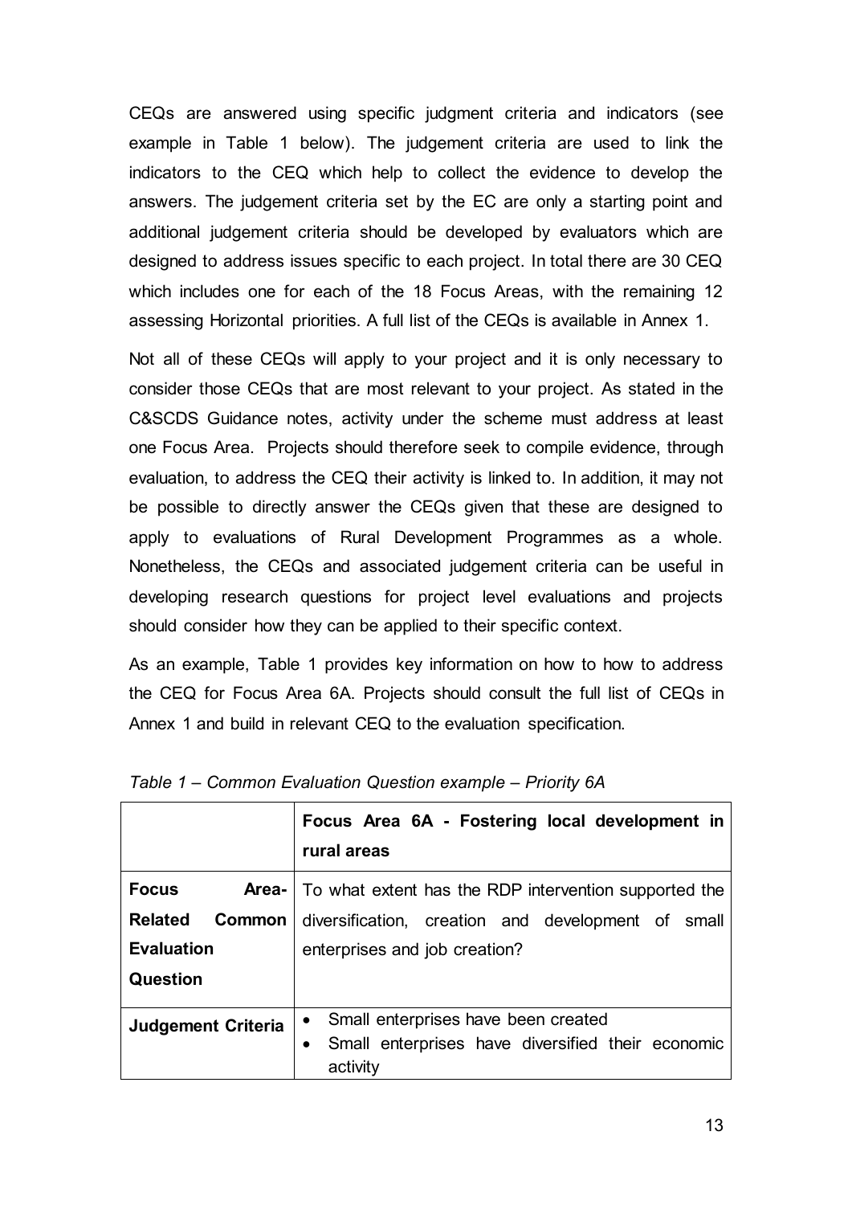CEQs are answered using specific judgment criteria and indicators (see example in Table 1 below). The judgement criteria are used to link the indicators to the CEQ which help to collect the evidence to develop the answers. The judgement criteria set by the EC are only a starting point and additional judgement criteria should be developed by evaluators which are designed to address issues specific to each project. In total there are 30 CEQ which includes one for each of the 18 Focus Areas, with the remaining 12 assessing Horizontal priorities. A full list of the CEQs is available in Annex 1.

Not all of these CEQs will apply to your project and it is only necessary to consider those CEQs that are most relevant to your project. As stated in the C&SCDS Guidance notes, activity under the scheme must address at least one Focus Area. Projects should therefore seek to compile evidence, through evaluation, to address the CEQ their activity is linked to. In addition, it may not be possible to directly answer the CEQs given that these are designed to apply to evaluations of Rural Development Programmes as a whole. Nonetheless, the CEQs and associated judgement criteria can be useful in developing research questions for project level evaluations and projects should consider how they can be applied to their specific context.

As an example, Table 1 provides key information on how to how to address the CEQ for Focus Area 6A. Projects should consult the full list of CEQs in Annex 1 and build in relevant CEQ to the evaluation specification.

*Table 1 – Common Evaluation Question example – Priority 6A*

| | **Focus Area 6A - Fostering local development in rural areas** |
|---|---|
| **Focus Area-Related Common Evaluation Question** | To what extent has the RDP intervention supported the diversification, creation and development of small enterprises and job creation? |
| **Judgement Criteria** | • Small enterprises have been created<br>• Small enterprises have diversified their economic activity |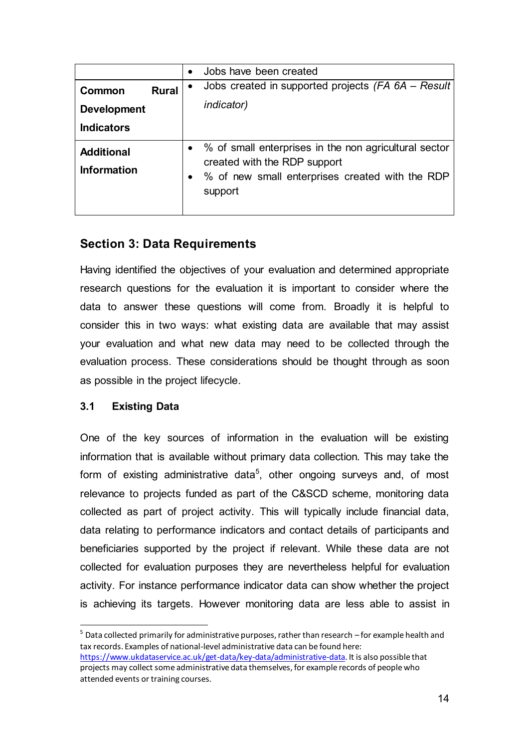| | |
|---|---|
| | • Jobs have been created |
| **Common Rural Development Indicators** | • Jobs created in supported projects *(FA 6A – Result indicator)* |
| **Additional Information** | • % of small enterprises in the non agricultural sector created with the RDP support<br>• % of new small enterprises created with the RDP support |

## Section 3: Data Requirements

Having identified the objectives of your evaluation and determined appropriate research questions for the evaluation it is important to consider where the data to answer these questions will come from. Broadly it is helpful to consider this in two ways: what existing data are available that may assist your evaluation and what new data may need to be collected through the evaluation process. These considerations should be thought through as soon as possible in the project lifecycle.

### 3.1 Existing Data

One of the key sources of information in the evaluation will be existing information that is available without primary data collection. This may take the form of existing administrative data[5], other ongoing surveys and, of most relevance to projects funded as part of the C&SCD scheme, monitoring data collected as part of project activity. This will typically include financial data, data relating to performance indicators and contact details of participants and beneficiaries supported by the project if relevant. While these data are not collected for evaluation purposes they are nevertheless helpful for evaluation activity. For instance performance indicator data can show whether the project is achieving its targets. However monitoring data are less able to assist in

[5] Data collected primarily for administrative purposes, rather than research – for example health and tax records. Examples of national-level administrative data can be found here: https://www.ukdataservice.ac.uk/get-data/key-data/administrative-data. It is also possible that projects may collect some administrative data themselves, for example records of people who attended events or training courses.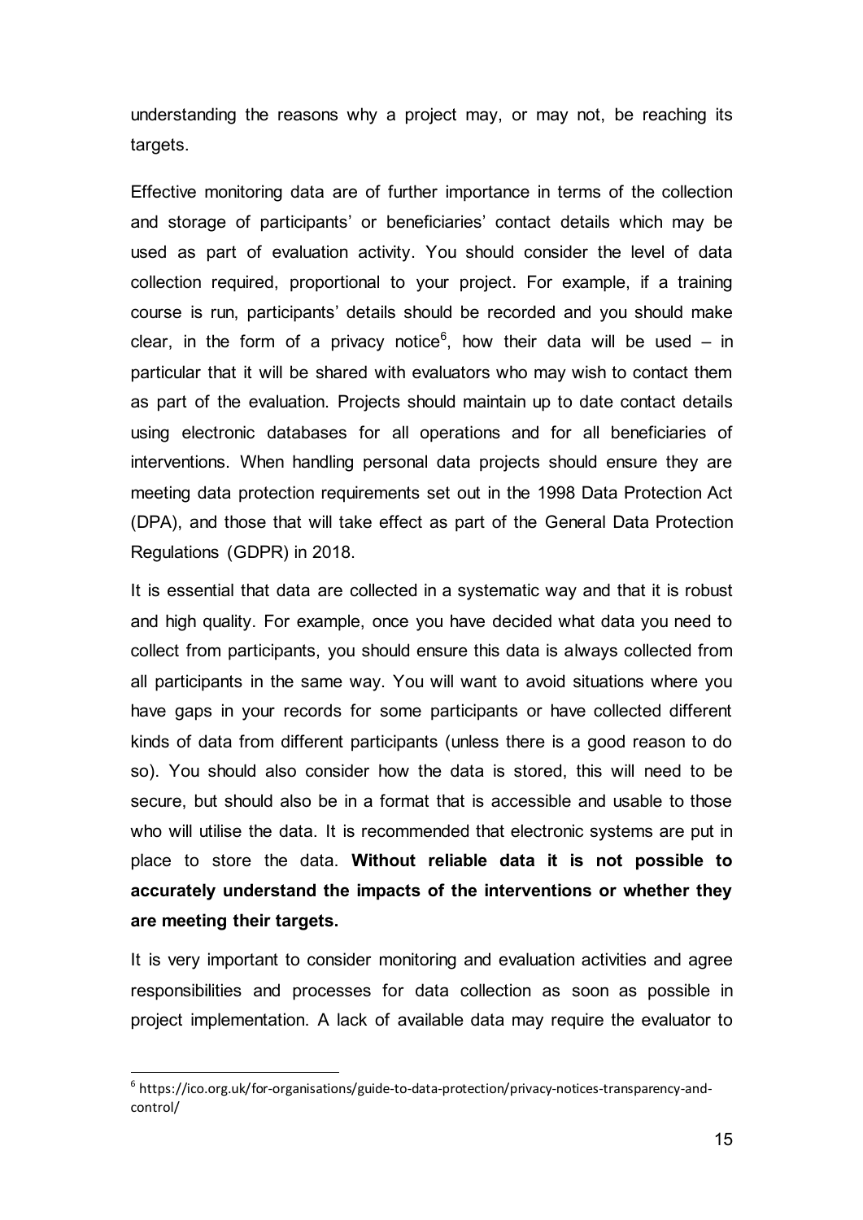understanding the reasons why a project may, or may not, be reaching its targets.

Effective monitoring data are of further importance in terms of the collection and storage of participants' or beneficiaries' contact details which may be used as part of evaluation activity. You should consider the level of data collection required, proportional to your project. For example, if a training course is run, participants' details should be recorded and you should make clear, in the form of a privacy notice[6], how their data will be used – in particular that it will be shared with evaluators who may wish to contact them as part of the evaluation. Projects should maintain up to date contact details using electronic databases for all operations and for all beneficiaries of interventions. When handling personal data projects should ensure they are meeting data protection requirements set out in the 1998 Data Protection Act (DPA), and those that will take effect as part of the General Data Protection Regulations (GDPR) in 2018.

It is essential that data are collected in a systematic way and that it is robust and high quality. For example, once you have decided what data you need to collect from participants, you should ensure this data is always collected from all participants in the same way. You will want to avoid situations where you have gaps in your records for some participants or have collected different kinds of data from different participants (unless there is a good reason to do so). You should also consider how the data is stored, this will need to be secure, but should also be in a format that is accessible and usable to those who will utilise the data. It is recommended that electronic systems are put in place to store the data. **Without reliable data it is not possible to accurately understand the impacts of the interventions or whether they are meeting their targets.**

It is very important to consider monitoring and evaluation activities and agree responsibilities and processes for data collection as soon as possible in project implementation. A lack of available data may require the evaluator to

[6] https://ico.org.uk/for-organisations/guide-to-data-protection/privacy-notices-transparency-and-control/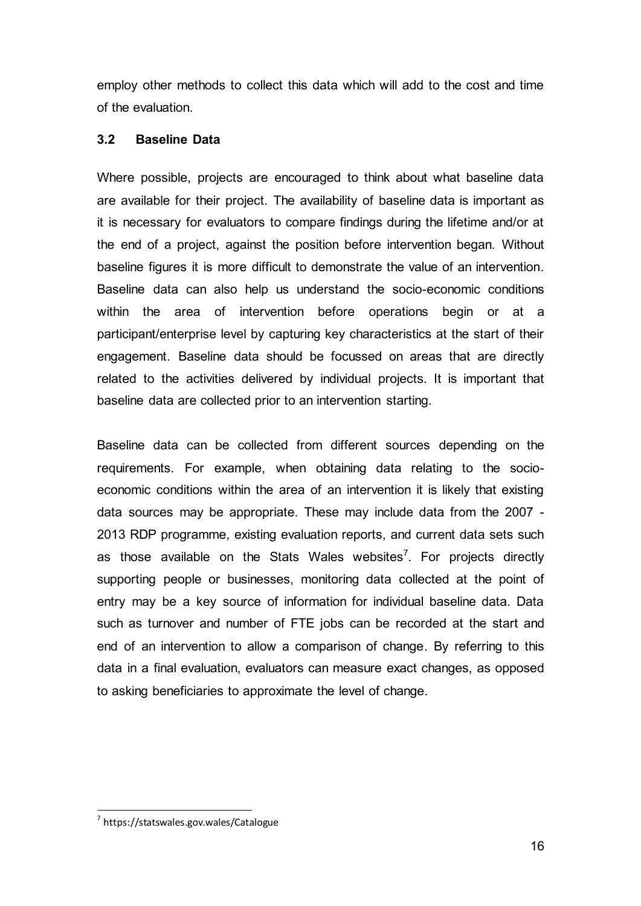employ other methods to collect this data which will add to the cost and time of the evaluation.

### 3.2 Baseline Data

Where possible, projects are encouraged to think about what baseline data are available for their project. The availability of baseline data is important as it is necessary for evaluators to compare findings during the lifetime and/or at the end of a project, against the position before intervention began. Without baseline figures it is more difficult to demonstrate the value of an intervention. Baseline data can also help us understand the socio-economic conditions within the area of intervention before operations begin or at a participant/enterprise level by capturing key characteristics at the start of their engagement. Baseline data should be focussed on areas that are directly related to the activities delivered by individual projects. It is important that baseline data are collected prior to an intervention starting.

Baseline data can be collected from different sources depending on the requirements. For example, when obtaining data relating to the socio-economic conditions within the area of an intervention it is likely that existing data sources may be appropriate. These may include data from the 2007 - 2013 RDP programme, existing evaluation reports, and current data sets such as those available on the Stats Wales websites[7]. For projects directly supporting people or businesses, monitoring data collected at the point of entry may be a key source of information for individual baseline data. Data such as turnover and number of FTE jobs can be recorded at the start and end of an intervention to allow a comparison of change. By referring to this data in a final evaluation, evaluators can measure exact changes, as opposed to asking beneficiaries to approximate the level of change.

[7] https://statswales.gov.wales/Catalogue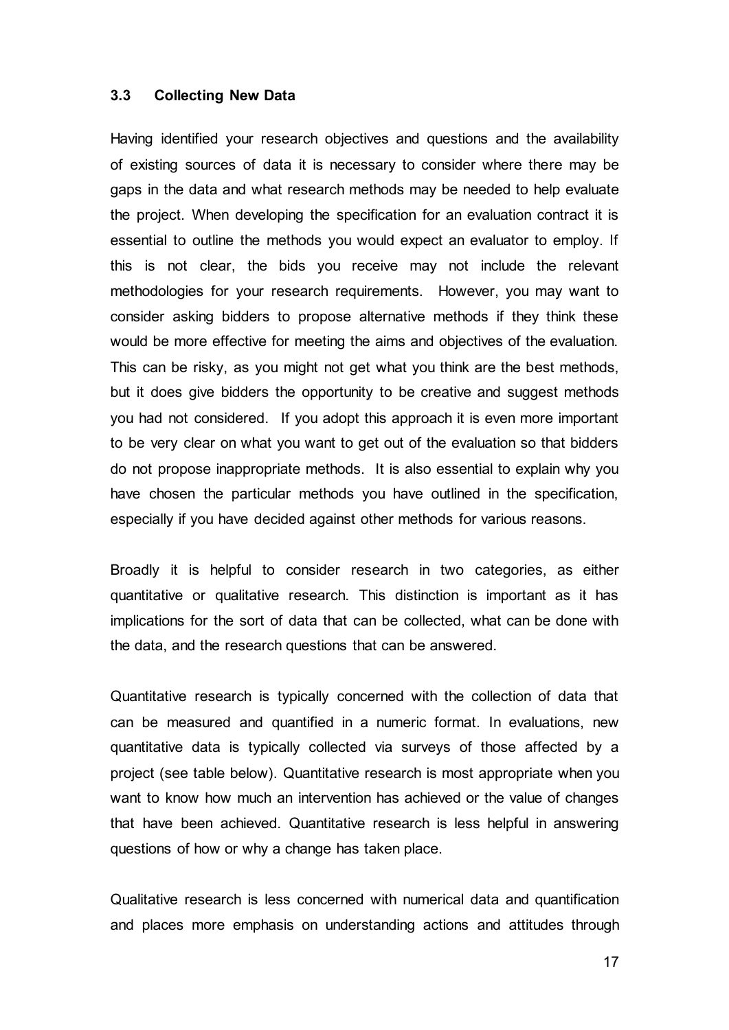### 3.3 Collecting New Data

Having identified your research objectives and questions and the availability of existing sources of data it is necessary to consider where there may be gaps in the data and what research methods may be needed to help evaluate the project. When developing the specification for an evaluation contract it is essential to outline the methods you would expect an evaluator to employ. If this is not clear, the bids you receive may not include the relevant methodologies for your research requirements. However, you may want to consider asking bidders to propose alternative methods if they think these would be more effective for meeting the aims and objectives of the evaluation. This can be risky, as you might not get what you think are the best methods, but it does give bidders the opportunity to be creative and suggest methods you had not considered. If you adopt this approach it is even more important to be very clear on what you want to get out of the evaluation so that bidders do not propose inappropriate methods. It is also essential to explain why you have chosen the particular methods you have outlined in the specification, especially if you have decided against other methods for various reasons.

Broadly it is helpful to consider research in two categories, as either quantitative or qualitative research. This distinction is important as it has implications for the sort of data that can be collected, what can be done with the data, and the research questions that can be answered.

Quantitative research is typically concerned with the collection of data that can be measured and quantified in a numeric format. In evaluations, new quantitative data is typically collected via surveys of those affected by a project (see table below). Quantitative research is most appropriate when you want to know how much an intervention has achieved or the value of changes that have been achieved. Quantitative research is less helpful in answering questions of how or why a change has taken place.

Qualitative research is less concerned with numerical data and quantification and places more emphasis on understanding actions and attitudes through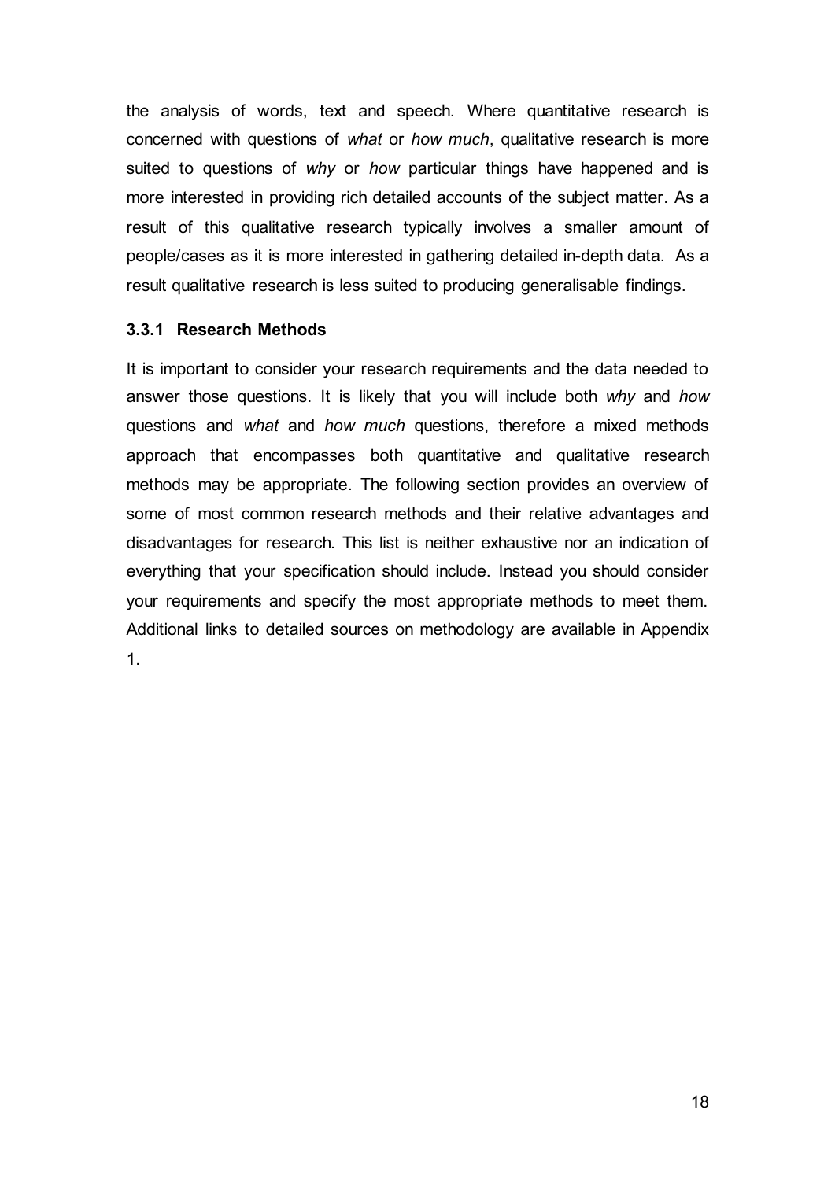the analysis of words, text and speech. Where quantitative research is concerned with questions of *what* or *how much*, qualitative research is more suited to questions of *why* or *how* particular things have happened and is more interested in providing rich detailed accounts of the subject matter. As a result of this qualitative research typically involves a smaller amount of people/cases as it is more interested in gathering detailed in-depth data. As a result qualitative research is less suited to producing generalisable findings.

### 3.3.1 Research Methods

It is important to consider your research requirements and the data needed to answer those questions. It is likely that you will include both *why* and *how* questions and *what* and *how much* questions, therefore a mixed methods approach that encompasses both quantitative and qualitative research methods may be appropriate. The following section provides an overview of some of most common research methods and their relative advantages and disadvantages for research. This list is neither exhaustive nor an indication of everything that your specification should include. Instead you should consider your requirements and specify the most appropriate methods to meet them. Additional links to detailed sources on methodology are available in Appendix 1.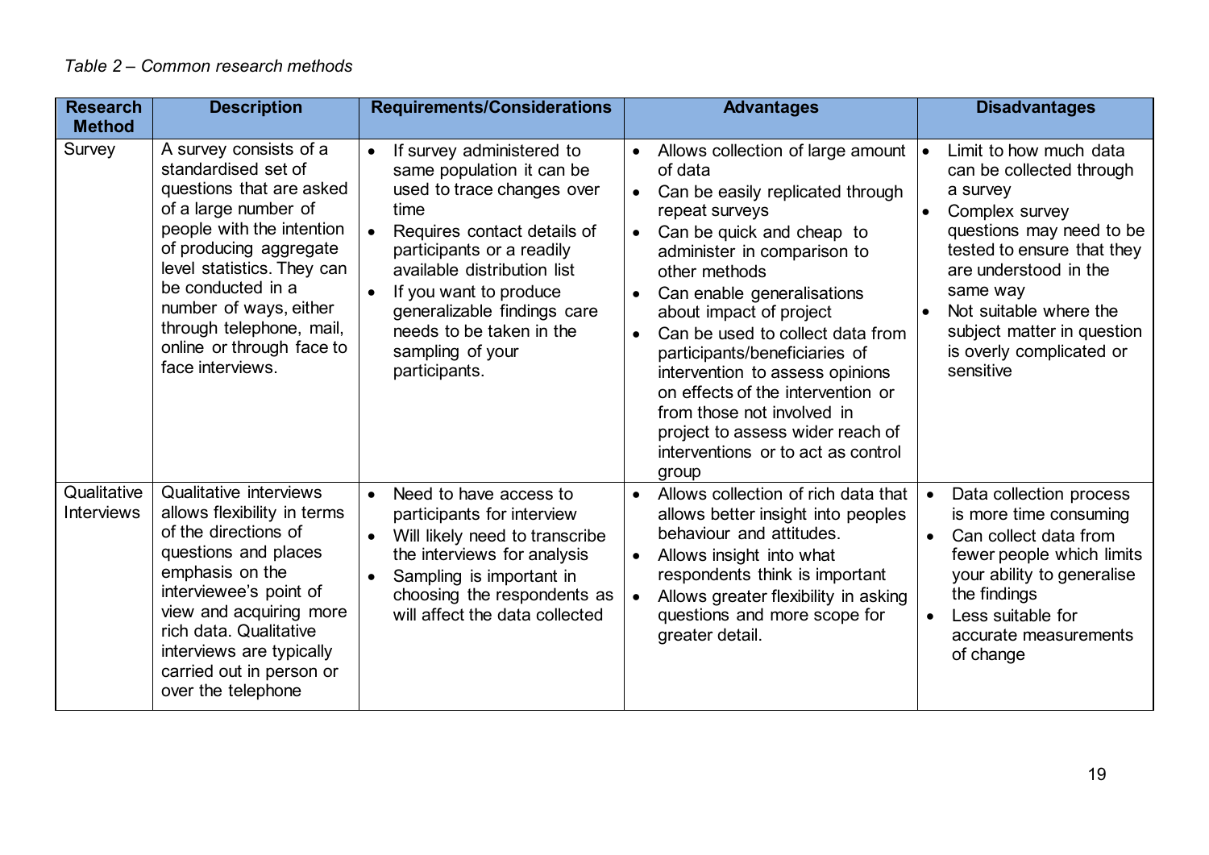*Table 2 – Common research methods*

| Research Method | Description | Requirements/Considerations | Advantages | Disadvantages |
|---|---|---|---|---|
| Survey | A survey consists of a standardised set of questions that are asked of a large number of people with the intention of producing aggregate level statistics. They can be conducted in a number of ways, either through telephone, mail, online or through face to face interviews. | • If survey administered to same population it can be used to trace changes over time<br>• Requires contact details of participants or a readily available distribution list<br>• If you want to produce generalizable findings care needs to be taken in the sampling of your participants. | • Allows collection of large amount of data<br>• Can be easily replicated through repeat surveys<br>• Can be quick and cheap to administer in comparison to other methods<br>• Can enable generalisations about impact of project<br>• Can be used to collect data from participants/beneficiaries of intervention to assess opinions on effects of the intervention or from those not involved in project to assess wider reach of interventions or to act as control group | • Limit to how much data can be collected through a survey<br>• Complex survey questions may need to be tested to ensure that they are understood in the same way<br>• Not suitable where the subject matter in question is overly complicated or sensitive |
| Qualitative Interviews | Qualitative interviews allows flexibility in terms of the directions of questions and places emphasis on the interviewee's point of view and acquiring more rich data. Qualitative interviews are typically carried out in person or over the telephone | • Need to have access to participants for interview<br>• Will likely need to transcribe the interviews for analysis<br>• Sampling is important in choosing the respondents as will affect the data collected | • Allows collection of rich data that allows better insight into peoples behaviour and attitudes.<br>• Allows insight into what respondents think is important<br>• Allows greater flexibility in asking questions and more scope for greater detail. | • Data collection process is more time consuming<br>• Can collect data from fewer people which limits your ability to generalise the findings<br>• Less suitable for accurate measurements of change |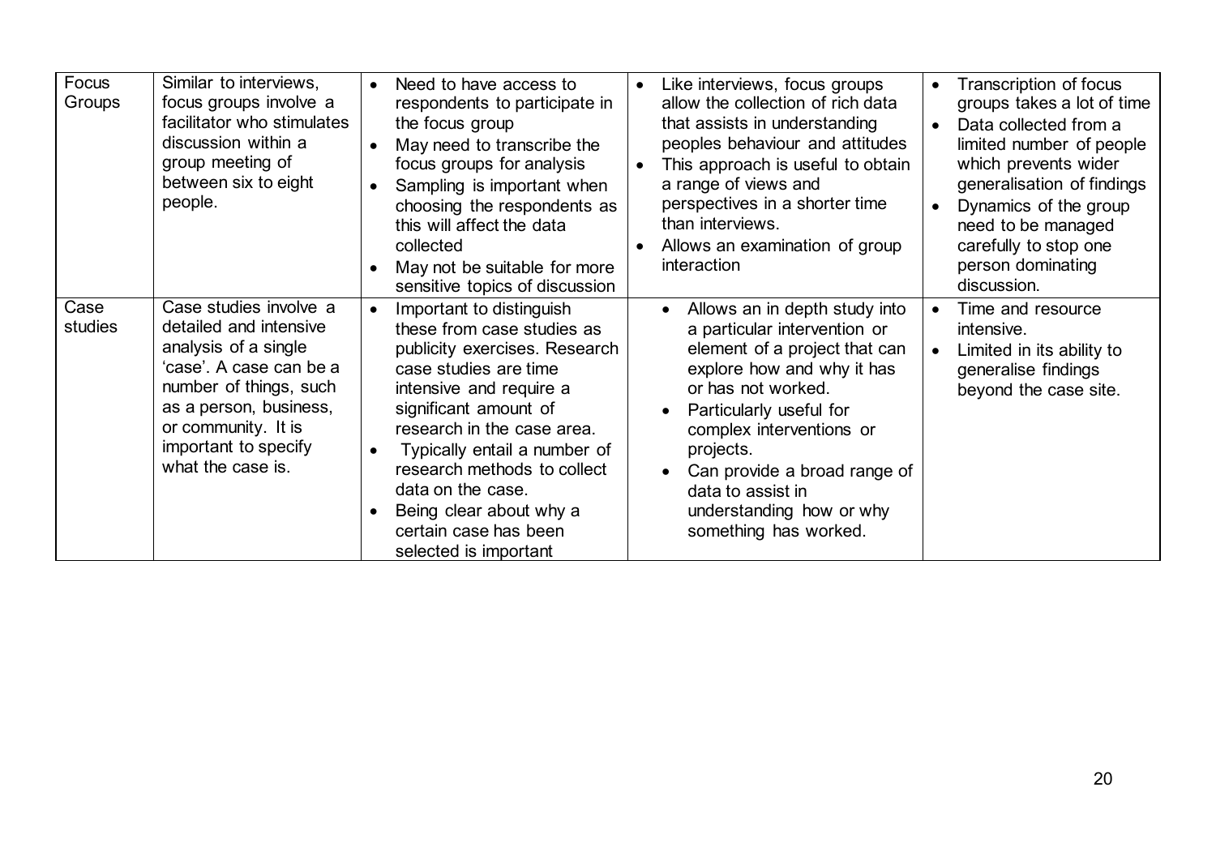| | | | | |
|---|---|---|---|---|
| Focus Groups | Similar to interviews, focus groups involve a facilitator who stimulates discussion within a group meeting of between six to eight people. | • Need to have access to respondents to participate in the focus group<br>• May need to transcribe the focus groups for analysis<br>• Sampling is important when choosing the respondents as this will affect the data collected<br>• May not be suitable for more sensitive topics of discussion | • Like interviews, focus groups allow the collection of rich data that assists in understanding peoples behaviour and attitudes<br>• This approach is useful to obtain a range of views and perspectives in a shorter time than interviews.<br>• Allows an examination of group interaction | • Transcription of focus groups takes a lot of time<br>• Data collected from a limited number of people which prevents wider generalisation of findings<br>• Dynamics of the group need to be managed carefully to stop one person dominating discussion. |
| Case studies | Case studies involve a detailed and intensive analysis of a single 'case'. A case can be a number of things, such as a person, business, or community. It is important to specify what the case is. | • Important to distinguish these from case studies as publicity exercises. Research case studies are time intensive and require a significant amount of research in the case area.<br>• Typically entail a number of research methods to collect data on the case.<br>• Being clear about why a certain case has been selected is important | • Allows an in depth study into a particular intervention or element of a project that can explore how and why it has or has not worked.<br>• Particularly useful for complex interventions or projects.<br>• Can provide a broad range of data to assist in understanding how or why something has worked. | • Time and resource intensive.<br>• Limited in its ability to generalise findings beyond the case site. |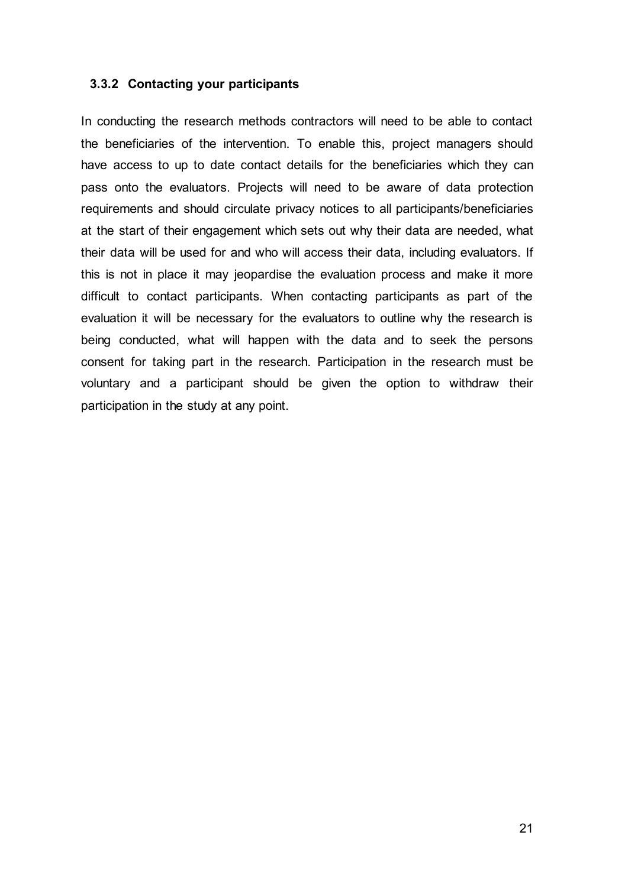### 3.3.2 Contacting your participants

In conducting the research methods contractors will need to be able to contact the beneficiaries of the intervention. To enable this, project managers should have access to up to date contact details for the beneficiaries which they can pass onto the evaluators. Projects will need to be aware of data protection requirements and should circulate privacy notices to all participants/beneficiaries at the start of their engagement which sets out why their data are needed, what their data will be used for and who will access their data, including evaluators. If this is not in place it may jeopardise the evaluation process and make it more difficult to contact participants. When contacting participants as part of the evaluation it will be necessary for the evaluators to outline why the research is being conducted, what will happen with the data and to seek the persons consent for taking part in the research. Participation in the research must be voluntary and a participant should be given the option to withdraw their participation in the study at any point.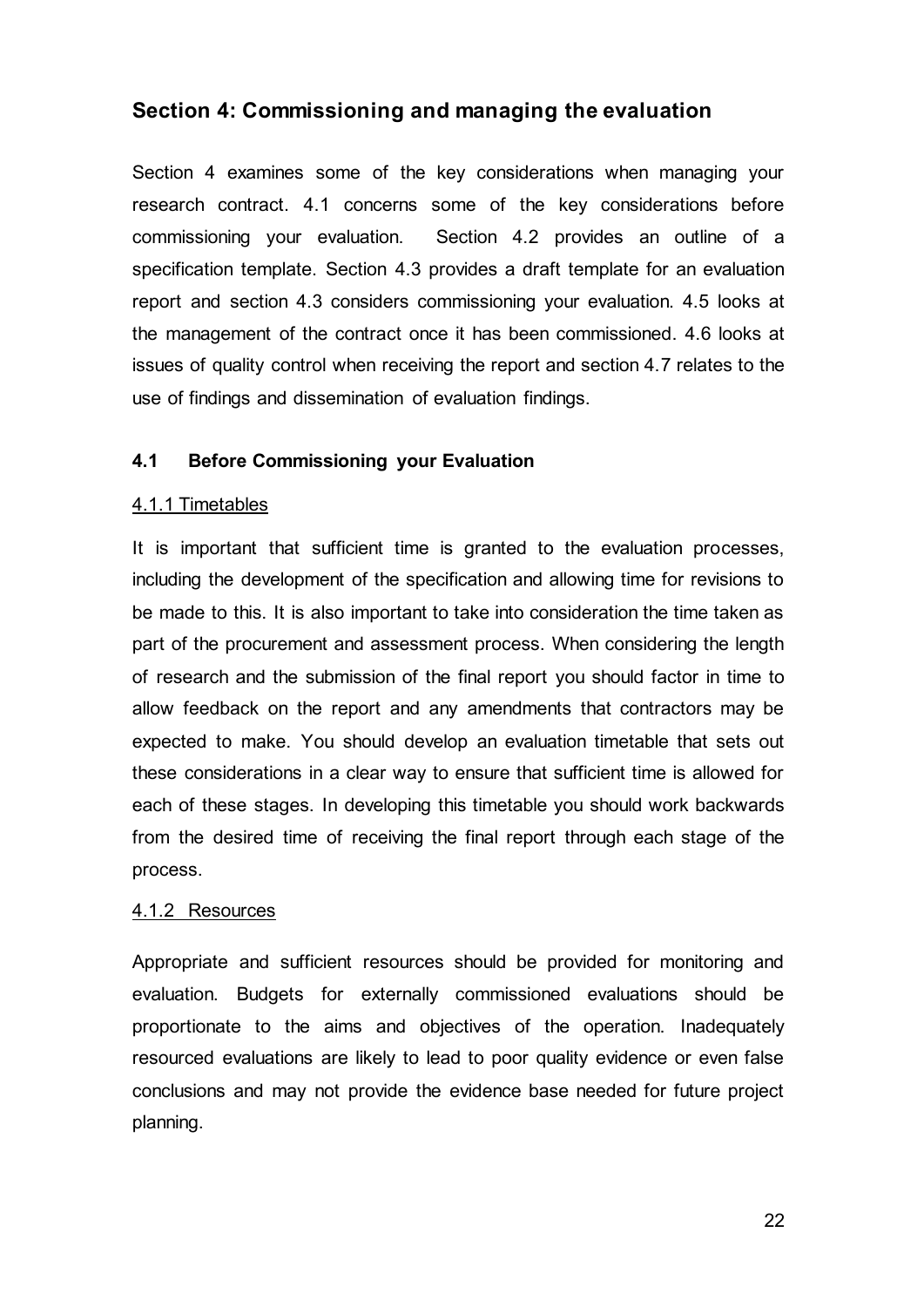## Section 4: Commissioning and managing the evaluation

Section 4 examines some of the key considerations when managing your research contract. 4.1 concerns some of the key considerations before commissioning your evaluation. Section 4.2 provides an outline of a specification template. Section 4.3 provides a draft template for an evaluation report and section 4.3 considers commissioning your evaluation. 4.5 looks at the management of the contract once it has been commissioned. 4.6 looks at issues of quality control when receiving the report and section 4.7 relates to the use of findings and dissemination of evaluation findings.

### 4.1 Before Commissioning your Evaluation

#### 4.1.1 Timetables

It is important that sufficient time is granted to the evaluation processes, including the development of the specification and allowing time for revisions to be made to this. It is also important to take into consideration the time taken as part of the procurement and assessment process. When considering the length of research and the submission of the final report you should factor in time to allow feedback on the report and any amendments that contractors may be expected to make. You should develop an evaluation timetable that sets out these considerations in a clear way to ensure that sufficient time is allowed for each of these stages. In developing this timetable you should work backwards from the desired time of receiving the final report through each stage of the process.

#### 4.1.2 Resources

Appropriate and sufficient resources should be provided for monitoring and evaluation. Budgets for externally commissioned evaluations should be proportionate to the aims and objectives of the operation. Inadequately resourced evaluations are likely to lead to poor quality evidence or even false conclusions and may not provide the evidence base needed for future project planning.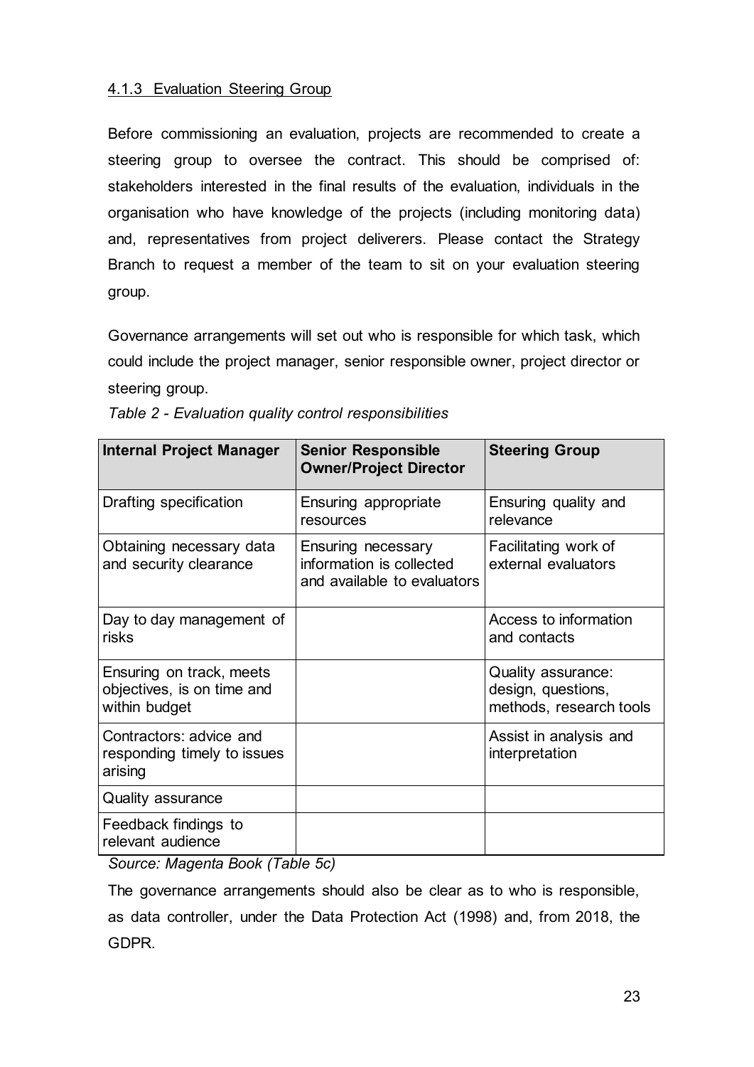#### 4.1.3 Evaluation Steering Group

Before commissioning an evaluation, projects are recommended to create a steering group to oversee the contract. This should be comprised of: stakeholders interested in the final results of the evaluation, individuals in the organisation who have knowledge of the projects (including monitoring data) and, representatives from project deliverers. Please contact the Strategy Branch to request a member of the team to sit on your evaluation steering group.

Governance arrangements will set out who is responsible for which task, which could include the project manager, senior responsible owner, project director or steering group.

*Table 2 - Evaluation quality control responsibilities*

| Internal Project Manager | Senior Responsible Owner/Project Director | Steering Group |
|---|---|---|
| Drafting specification | Ensuring appropriate resources | Ensuring quality and relevance |
| Obtaining necessary data and security clearance | Ensuring necessary information is collected and available to evaluators | Facilitating work of external evaluators |
| Day to day management of risks | | Access to information and contacts |
| Ensuring on track, meets objectives, is on time and within budget | | Quality assurance: design, questions, methods, research tools |
| Contractors: advice and responding timely to issues arising | | Assist in analysis and interpretation |
| Quality assurance | | |
| Feedback findings to relevant audience | | |

*Source: Magenta Book (Table 5c)*

The governance arrangements should also be clear as to who is responsible, as data controller, under the Data Protection Act (1998) and, from 2018, the GDPR.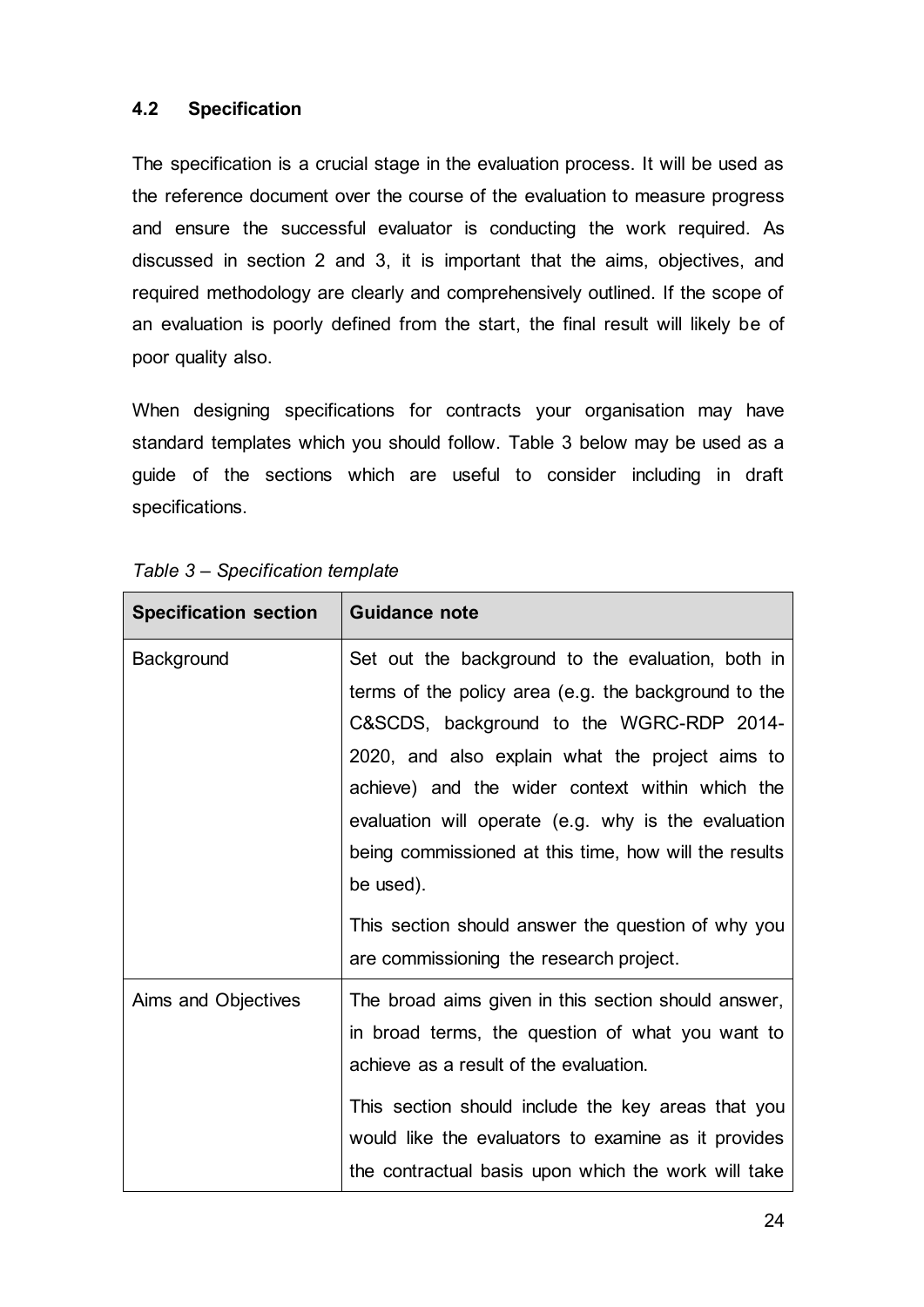### 4.2 Specification

The specification is a crucial stage in the evaluation process. It will be used as the reference document over the course of the evaluation to measure progress and ensure the successful evaluator is conducting the work required. As discussed in section 2 and 3, it is important that the aims, objectives, and required methodology are clearly and comprehensively outlined. If the scope of an evaluation is poorly defined from the start, the final result will likely be of poor quality also.

When designing specifications for contracts your organisation may have standard templates which you should follow. Table 3 below may be used as a guide of the sections which are useful to consider including in draft specifications.

*Table 3 – Specification template*

| Specification section | Guidance note |
|---|---|
| Background | Set out the background to the evaluation, both in terms of the policy area (e.g. the background to the C&SCDS, background to the WGRC-RDP 2014-2020, and also explain what the project aims to achieve) and the wider context within which the evaluation will operate (e.g. why is the evaluation being commissioned at this time, how will the results be used).<br><br>This section should answer the question of why you are commissioning the research project. |
| Aims and Objectives | The broad aims given in this section should answer, in broad terms, the question of what you want to achieve as a result of the evaluation.<br><br>This section should include the key areas that you would like the evaluators to examine as it provides the contractual basis upon which the work will take |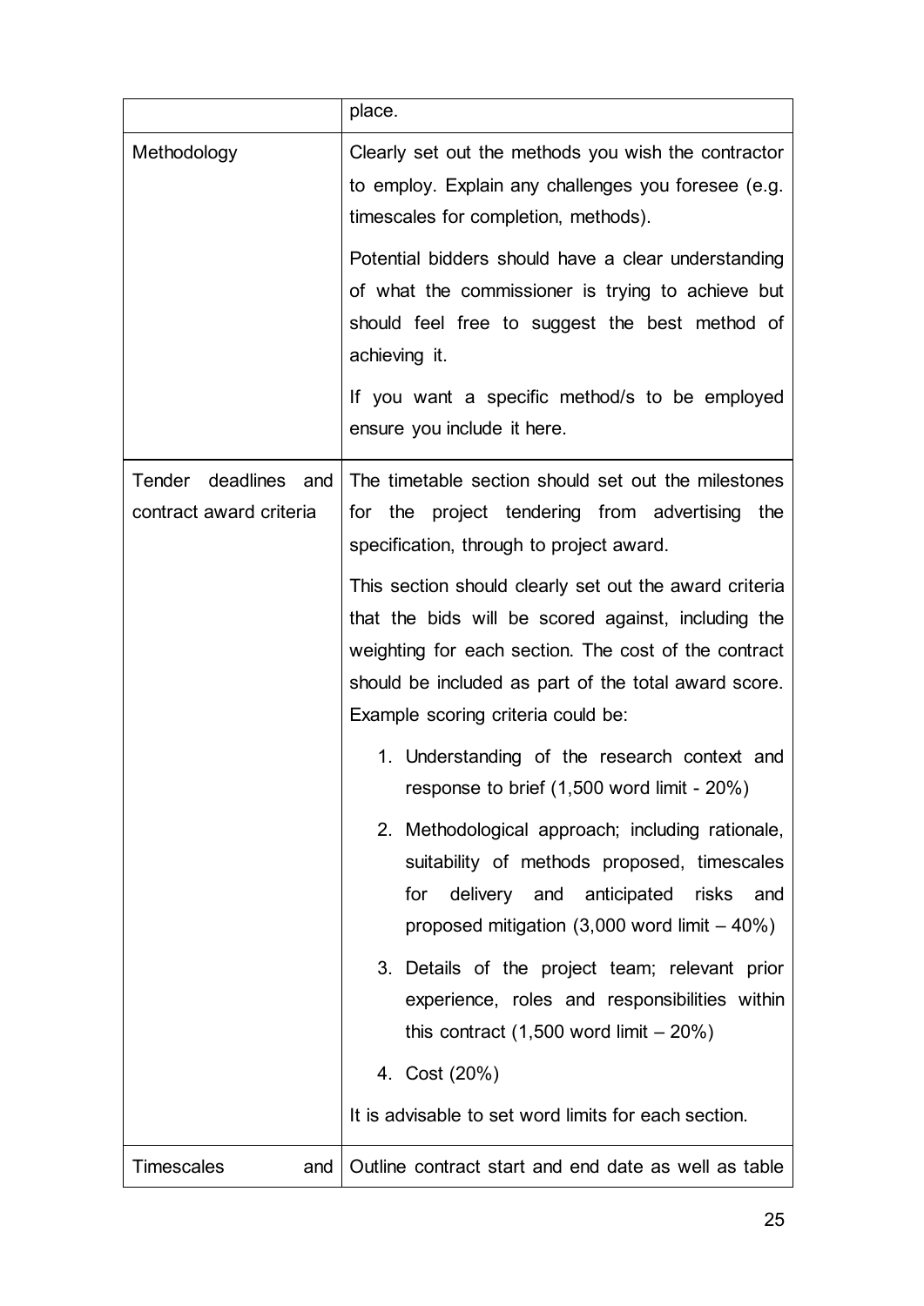| | |
|---|---|
| | place. |
| Methodology | Clearly set out the methods you wish the contractor to employ. Explain any challenges you foresee (e.g. timescales for completion, methods).<br><br>Potential bidders should have a clear understanding of what the commissioner is trying to achieve but should feel free to suggest the best method of achieving it.<br><br>If you want a specific method/s to be employed ensure you include it here. |
| Tender deadlines and contract award criteria | The timetable section should set out the milestones for the project tendering from advertising the specification, through to project award.<br><br>This section should clearly set out the award criteria that the bids will be scored against, including the weighting for each section. The cost of the contract should be included as part of the total award score. Example scoring criteria could be:<br><br>1. Understanding of the research context and response to brief (1,500 word limit - 20%)<br>2. Methodological approach; including rationale, suitability of methods proposed, timescales for delivery and anticipated risks and proposed mitigation (3,000 word limit – 40%)<br>3. Details of the project team; relevant prior experience, roles and responsibilities within this contract (1,500 word limit – 20%)<br>4. Cost (20%)<br><br>It is advisable to set word limits for each section. |
| Timescales and | Outline contract start and end date as well as table |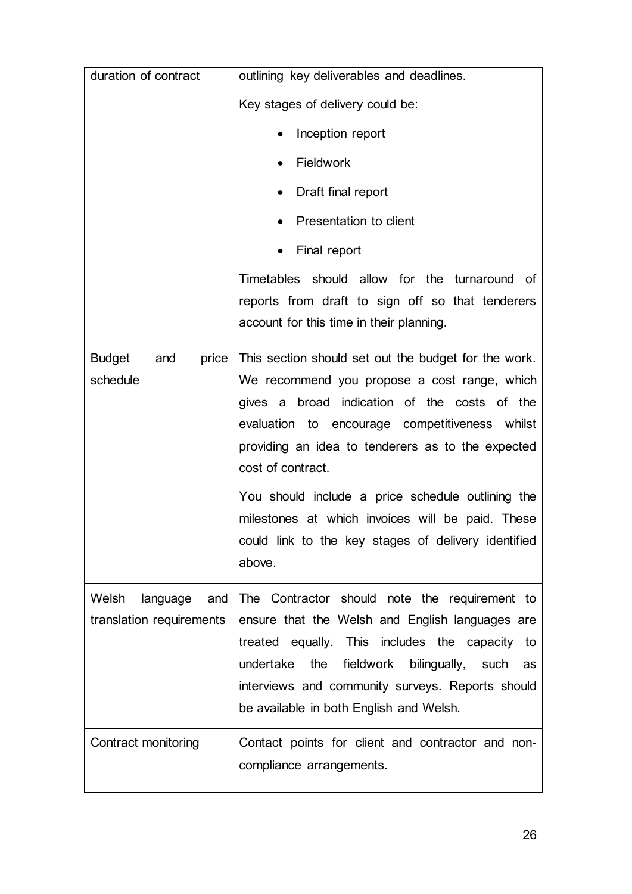| | |
|---|---|
| duration of contract | outlining key deliverables and deadlines.<br><br>Key stages of delivery could be:<br><br>• Inception report<br>• Fieldwork<br>• Draft final report<br>• Presentation to client<br>• Final report<br><br>Timetables should allow for the turnaround of reports from draft to sign off so that tenderers account for this time in their planning. |
| Budget and price schedule | This section should set out the budget for the work. We recommend you propose a cost range, which gives a broad indication of the costs of the evaluation to encourage competitiveness whilst providing an idea to tenderers as to the expected cost of contract.<br><br>You should include a price schedule outlining the milestones at which invoices will be paid. These could link to the key stages of delivery identified above. |
| Welsh language and translation requirements | The Contractor should note the requirement to ensure that the Welsh and English languages are treated equally. This includes the capacity to undertake the fieldwork bilingually, such as interviews and community surveys. Reports should be available in both English and Welsh. |
| Contract monitoring | Contact points for client and contractor and non-compliance arrangements. |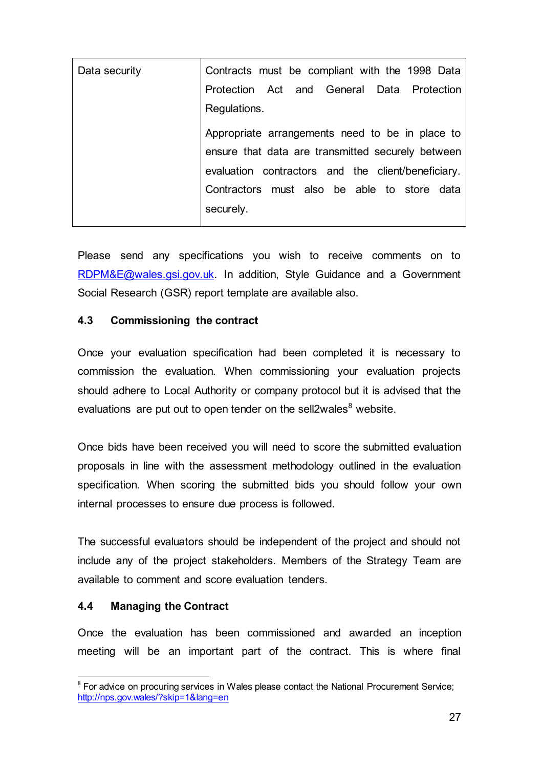| Data security | Contracts must be compliant with the 1998 Data Protection Act and General Data Protection Regulations.<br><br>Appropriate arrangements need to be in place to ensure that data are transmitted securely between evaluation contractors and the client/beneficiary. Contractors must also be able to store data securely. |
|---|---|

Please send any specifications you wish to receive comments on to RDPM&E@wales.gsi.gov.uk. In addition, Style Guidance and a Government Social Research (GSR) report template are available also.

### 4.3 Commissioning the contract

Once your evaluation specification had been completed it is necessary to commission the evaluation. When commissioning your evaluation projects should adhere to Local Authority or company protocol but it is advised that the evaluations are put out to open tender on the sell2wales[8] website.

Once bids have been received you will need to score the submitted evaluation proposals in line with the assessment methodology outlined in the evaluation specification. When scoring the submitted bids you should follow your own internal processes to ensure due process is followed.

The successful evaluators should be independent of the project and should not include any of the project stakeholders. Members of the Strategy Team are available to comment and score evaluation tenders.

### 4.4 Managing the Contract

Once the evaluation has been commissioned and awarded an inception meeting will be an important part of the contract. This is where final

[8] For advice on procuring services in Wales please contact the National Procurement Service; http://nps.gov.wales/?skip=1&lang=en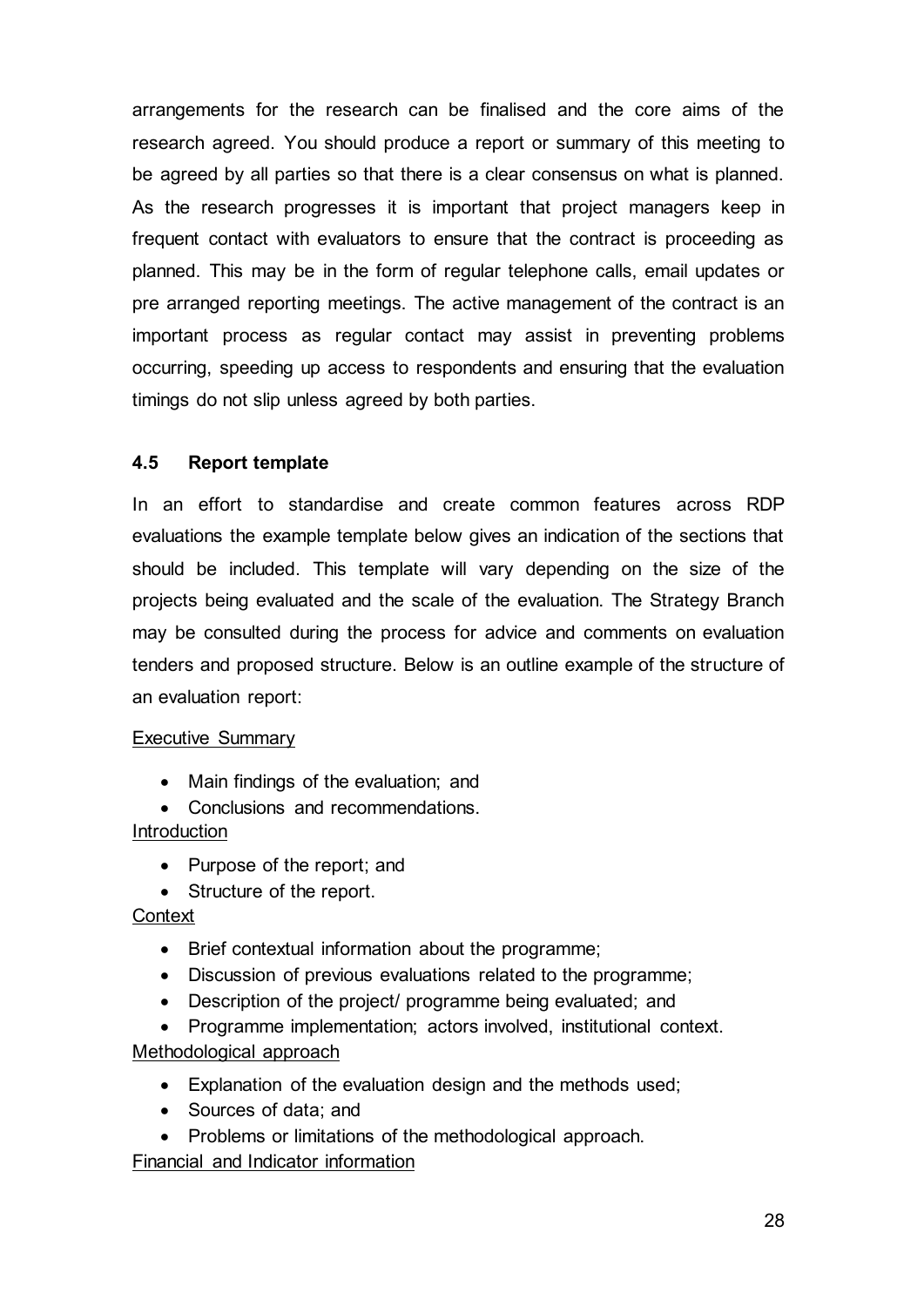arrangements for the research can be finalised and the core aims of the research agreed. You should produce a report or summary of this meeting to be agreed by all parties so that there is a clear consensus on what is planned. As the research progresses it is important that project managers keep in frequent contact with evaluators to ensure that the contract is proceeding as planned. This may be in the form of regular telephone calls, email updates or pre arranged reporting meetings. The active management of the contract is an important process as regular contact may assist in preventing problems occurring, speeding up access to respondents and ensuring that the evaluation timings do not slip unless agreed by both parties.

### 4.5 Report template

In an effort to standardise and create common features across RDP evaluations the example template below gives an indication of the sections that should be included. This template will vary depending on the size of the projects being evaluated and the scale of the evaluation. The Strategy Branch may be consulted during the process for advice and comments on evaluation tenders and proposed structure. Below is an outline example of the structure of an evaluation report:

<u>Executive Summary</u>

- Main findings of the evaluation; and
- Conclusions and recommendations.

<u>Introduction</u>

- Purpose of the report; and
- Structure of the report.

<u>Context</u>

- Brief contextual information about the programme;
- Discussion of previous evaluations related to the programme;
- Description of the project/ programme being evaluated; and
- Programme implementation; actors involved, institutional context.

<u>Methodological approach</u>

- Explanation of the evaluation design and the methods used;
- Sources of data; and
- Problems or limitations of the methodological approach.

<u>Financial and Indicator information</u>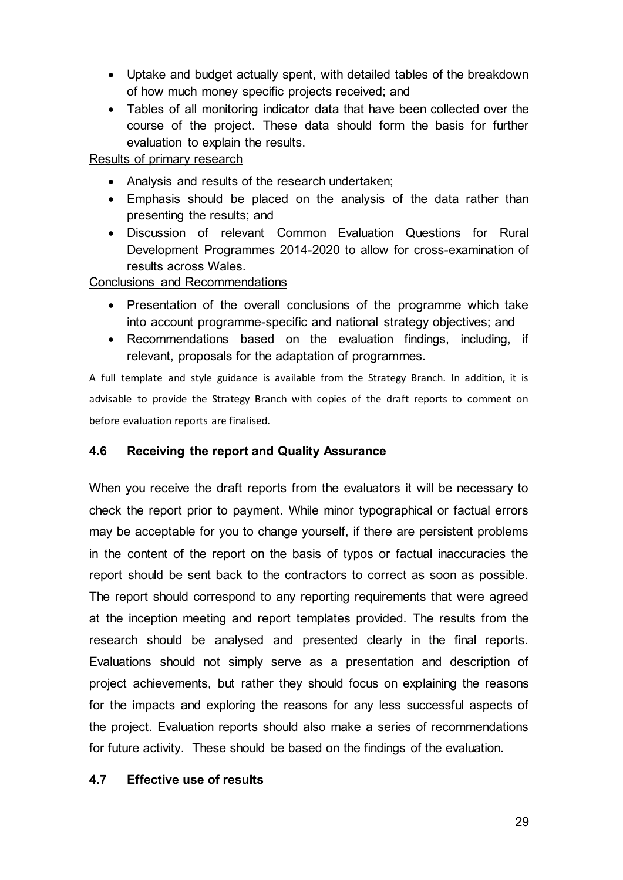- Uptake and budget actually spent, with detailed tables of the breakdown of how much money specific projects received; and
- Tables of all monitoring indicator data that have been collected over the course of the project. These data should form the basis for further evaluation to explain the results.

Results of primary research

- Analysis and results of the research undertaken;
- Emphasis should be placed on the analysis of the data rather than presenting the results; and
- Discussion of relevant Common Evaluation Questions for Rural Development Programmes 2014-2020 to allow for cross-examination of results across Wales.

Conclusions and Recommendations

- Presentation of the overall conclusions of the programme which take into account programme-specific and national strategy objectives; and
- Recommendations based on the evaluation findings, including, if relevant, proposals for the adaptation of programmes.

A full template and style guidance is available from the Strategy Branch. In addition, it is advisable to provide the Strategy Branch with copies of the draft reports to comment on before evaluation reports are finalised.

### 4.6 Receiving the report and Quality Assurance

When you receive the draft reports from the evaluators it will be necessary to check the report prior to payment. While minor typographical or factual errors may be acceptable for you to change yourself, if there are persistent problems in the content of the report on the basis of typos or factual inaccuracies the report should be sent back to the contractors to correct as soon as possible. The report should correspond to any reporting requirements that were agreed at the inception meeting and report templates provided. The results from the research should be analysed and presented clearly in the final reports. Evaluations should not simply serve as a presentation and description of project achievements, but rather they should focus on explaining the reasons for the impacts and exploring the reasons for any less successful aspects of the project. Evaluation reports should also make a series of recommendations for future activity. These should be based on the findings of the evaluation.

### 4.7 Effective use of results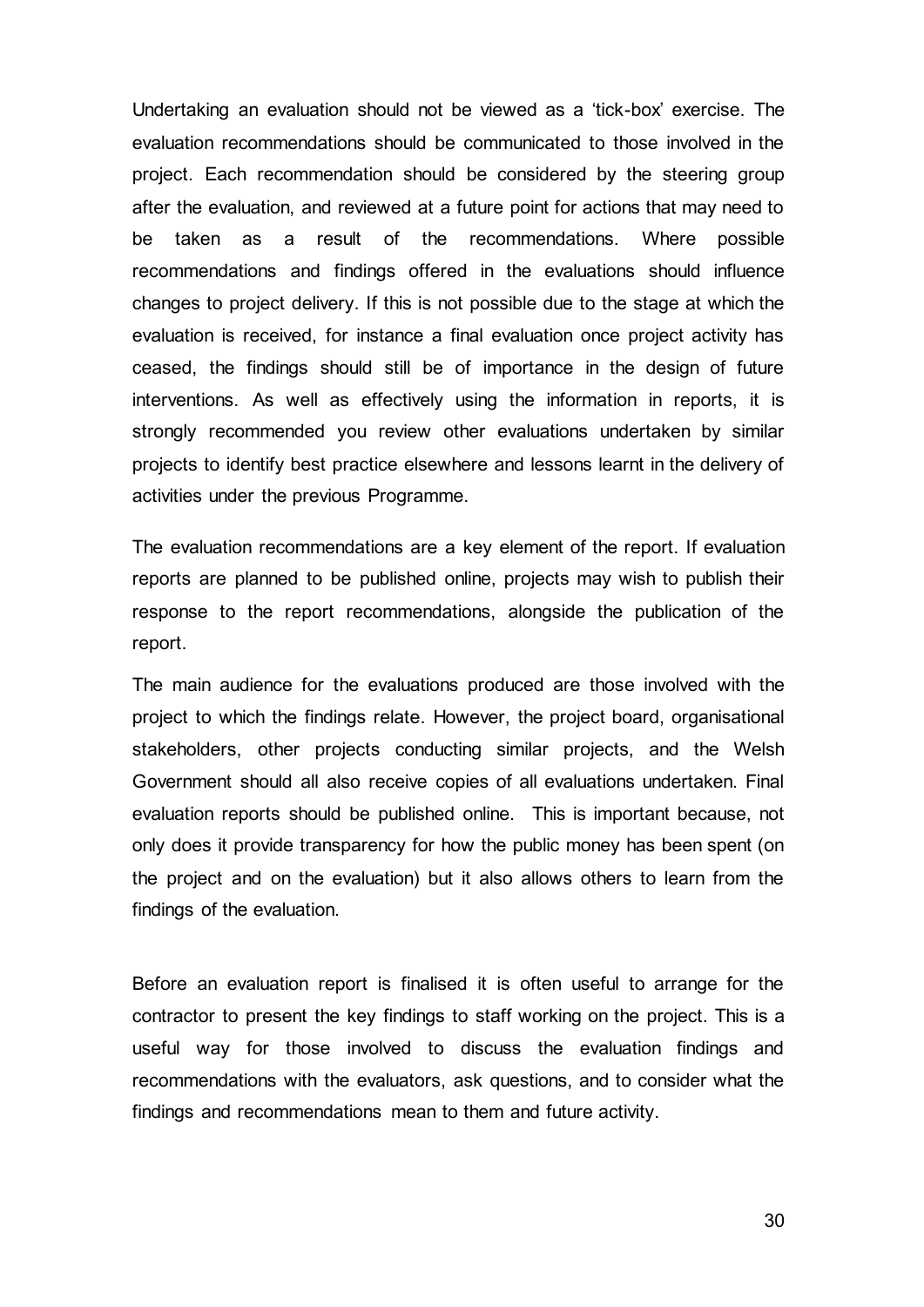Undertaking an evaluation should not be viewed as a 'tick-box' exercise. The evaluation recommendations should be communicated to those involved in the project. Each recommendation should be considered by the steering group after the evaluation, and reviewed at a future point for actions that may need to be taken as a result of the recommendations. Where possible recommendations and findings offered in the evaluations should influence changes to project delivery. If this is not possible due to the stage at which the evaluation is received, for instance a final evaluation once project activity has ceased, the findings should still be of importance in the design of future interventions. As well as effectively using the information in reports, it is strongly recommended you review other evaluations undertaken by similar projects to identify best practice elsewhere and lessons learnt in the delivery of activities under the previous Programme.

The evaluation recommendations are a key element of the report. If evaluation reports are planned to be published online, projects may wish to publish their response to the report recommendations, alongside the publication of the report.

The main audience for the evaluations produced are those involved with the project to which the findings relate. However, the project board, organisational stakeholders, other projects conducting similar projects, and the Welsh Government should all also receive copies of all evaluations undertaken. Final evaluation reports should be published online. This is important because, not only does it provide transparency for how the public money has been spent (on the project and on the evaluation) but it also allows others to learn from the findings of the evaluation.

Before an evaluation report is finalised it is often useful to arrange for the contractor to present the key findings to staff working on the project. This is a useful way for those involved to discuss the evaluation findings and recommendations with the evaluators, ask questions, and to consider what the findings and recommendations mean to them and future activity.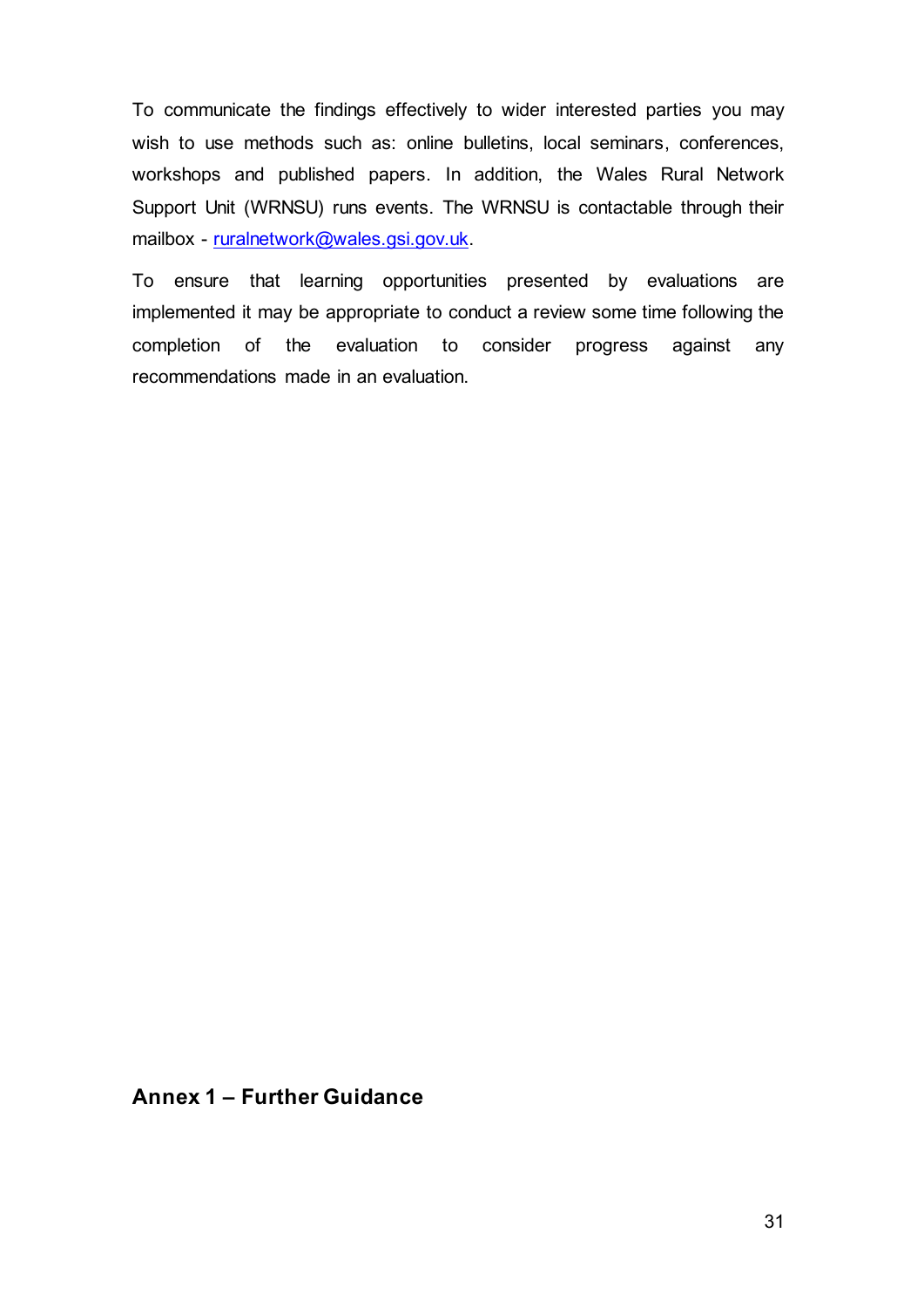To communicate the findings effectively to wider interested parties you may wish to use methods such as: online bulletins, local seminars, conferences, workshops and published papers. In addition, the Wales Rural Network Support Unit (WRNSU) runs events. The WRNSU is contactable through their mailbox - [ruralnetwork@wales.gsi.gov.uk](mailto:ruralnetwork@wales.gsi.gov.uk).

To ensure that learning opportunities presented by evaluations are implemented it may be appropriate to conduct a review some time following the completion of the evaluation to consider progress against any recommendations made in an evaluation.

## Annex 1 – Further Guidance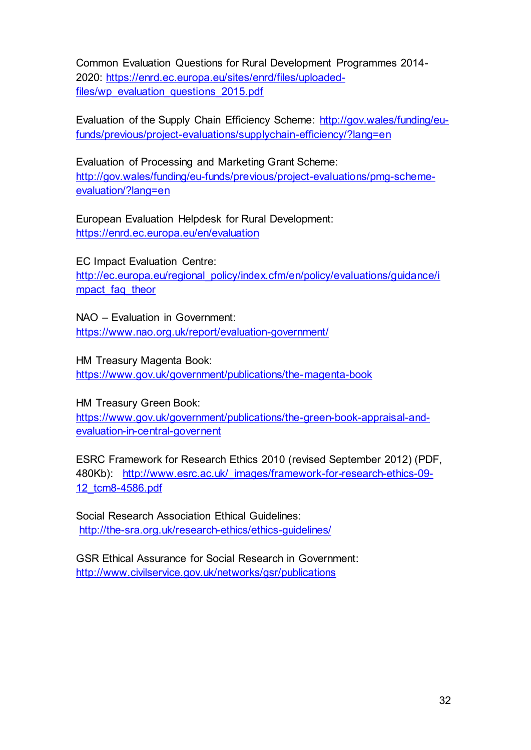Common Evaluation Questions for Rural Development Programmes 2014-2020: https://enrd.ec.europa.eu/sites/enrd/files/uploaded-files/wp_evaluation_questions_2015.pdf

Evaluation of the Supply Chain Efficiency Scheme: http://gov.wales/funding/eu-funds/previous/project-evaluations/supplychain-efficiency/?lang=en

Evaluation of Processing and Marketing Grant Scheme: http://gov.wales/funding/eu-funds/previous/project-evaluations/pmg-scheme-evaluation/?lang=en

European Evaluation Helpdesk for Rural Development: https://enrd.ec.europa.eu/en/evaluation

EC Impact Evaluation Centre: http://ec.europa.eu/regional_policy/index.cfm/en/policy/evaluations/guidance/impact_faq_theor

NAO – Evaluation in Government: https://www.nao.org.uk/report/evaluation-government/

HM Treasury Magenta Book: https://www.gov.uk/government/publications/the-magenta-book

HM Treasury Green Book: https://www.gov.uk/government/publications/the-green-book-appraisal-and-evaluation-in-central-governent

ESRC Framework for Research Ethics 2010 (revised September 2012) (PDF, 480Kb): http://www.esrc.ac.uk/_images/framework-for-research-ethics-09-12_tcm8-4586.pdf

Social Research Association Ethical Guidelines: http://the-sra.org.uk/research-ethics/ethics-guidelines/

GSR Ethical Assurance for Social Research in Government: http://www.civilservice.gov.uk/networks/gsr/publications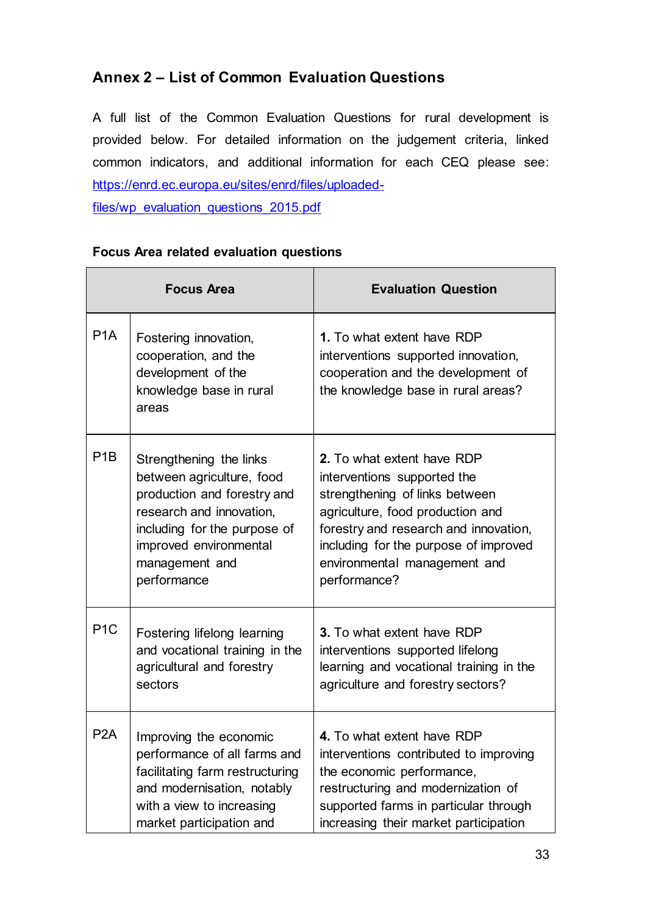## Annex 2 – List of Common Evaluation Questions

A full list of the Common Evaluation Questions for rural development is provided below. For detailed information on the judgement criteria, linked common indicators, and additional information for each CEQ please see: https://enrd.ec.europa.eu/sites/enrd/files/uploaded-files/wp_evaluation_questions_2015.pdf

**Focus Area related evaluation questions**

| Focus Area | | Evaluation Question |
|---|---|---|
| P1A | Fostering innovation, cooperation, and the development of the knowledge base in rural areas | **1.** To what extent have RDP interventions supported innovation, cooperation and the development of the knowledge base in rural areas? |
| P1B | Strengthening the links between agriculture, food production and forestry and research and innovation, including for the purpose of improved environmental management and performance | **2.** To what extent have RDP interventions supported the strengthening of links between agriculture, food production and forestry and research and innovation, including for the purpose of improved environmental management and performance? |
| P1C | Fostering lifelong learning and vocational training in the agricultural and forestry sectors | **3.** To what extent have RDP interventions supported lifelong learning and vocational training in the agriculture and forestry sectors? |
| P2A | Improving the economic performance of all farms and facilitating farm restructuring and modernisation, notably with a view to increasing market participation and | **4.** To what extent have RDP interventions contributed to improving the economic performance, restructuring and modernization of supported farms in particular through increasing their market participation |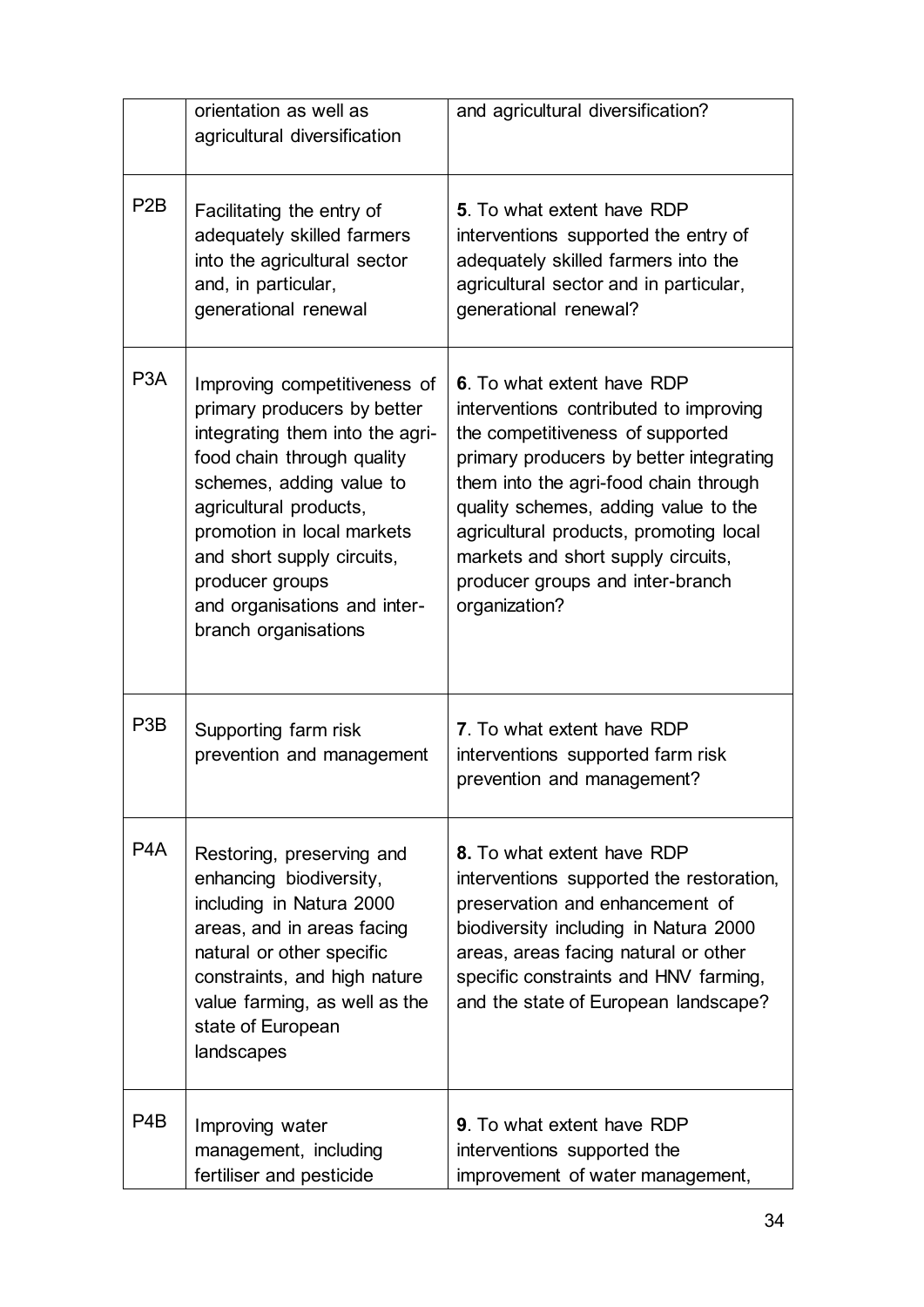|  |  |  |
|---|---|---|
|  | orientation as well as agricultural diversification | and agricultural diversification? |
| P2B | Facilitating the entry of adequately skilled farmers into the agricultural sector and, in particular, generational renewal | **5**. To what extent have RDP interventions supported the entry of adequately skilled farmers into the agricultural sector and in particular, generational renewal? |
| P3A | Improving competitiveness of primary producers by better integrating them into the agri-food chain through quality schemes, adding value to agricultural products, promotion in local markets and short supply circuits, producer groups and organisations and inter-branch organisations | **6**. To what extent have RDP interventions contributed to improving the competitiveness of supported primary producers by better integrating them into the agri-food chain through quality schemes, adding value to the agricultural products, promoting local markets and short supply circuits, producer groups and inter-branch organization? |
| P3B | Supporting farm risk prevention and management | **7**. To what extent have RDP interventions supported farm risk prevention and management? |
| P4A | Restoring, preserving and enhancing biodiversity, including in Natura 2000 areas, and in areas facing natural or other specific constraints, and high nature value farming, as well as the state of European landscapes | **8.** To what extent have RDP interventions supported the restoration, preservation and enhancement of biodiversity including in Natura 2000 areas, areas facing natural or other specific constraints and HNV farming, and the state of European landscape? |
| P4B | Improving water management, including fertiliser and pesticide | **9**. To what extent have RDP interventions supported the improvement of water management, |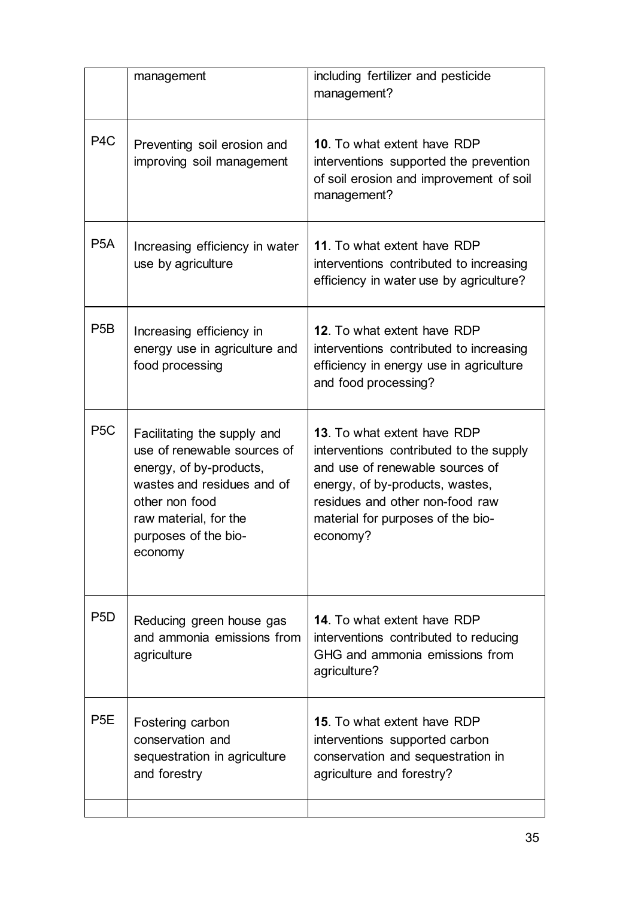| | | |
|---|---|---|
| | management | including fertilizer and pesticide management? |
| P4C | Preventing soil erosion and improving soil management | **10**. To what extent have RDP interventions supported the prevention of soil erosion and improvement of soil management? |
| P5A | Increasing efficiency in water use by agriculture | **11**. To what extent have RDP interventions contributed to increasing efficiency in water use by agriculture? |
| P5B | Increasing efficiency in energy use in agriculture and food processing | **12**. To what extent have RDP interventions contributed to increasing efficiency in energy use in agriculture and food processing? |
| P5C | Facilitating the supply and use of renewable sources of energy, of by-products, wastes and residues and of other non food raw material, for the purposes of the bio-economy | **13**. To what extent have RDP interventions contributed to the supply and use of renewable sources of energy, of by-products, wastes, residues and other non-food raw material for purposes of the bio-economy? |
| P5D | Reducing green house gas and ammonia emissions from agriculture | **14**. To what extent have RDP interventions contributed to reducing GHG and ammonia emissions from agriculture? |
| P5E | Fostering carbon conservation and sequestration in agriculture and forestry | **15**. To what extent have RDP interventions supported carbon conservation and sequestration in agriculture and forestry? |
| | | |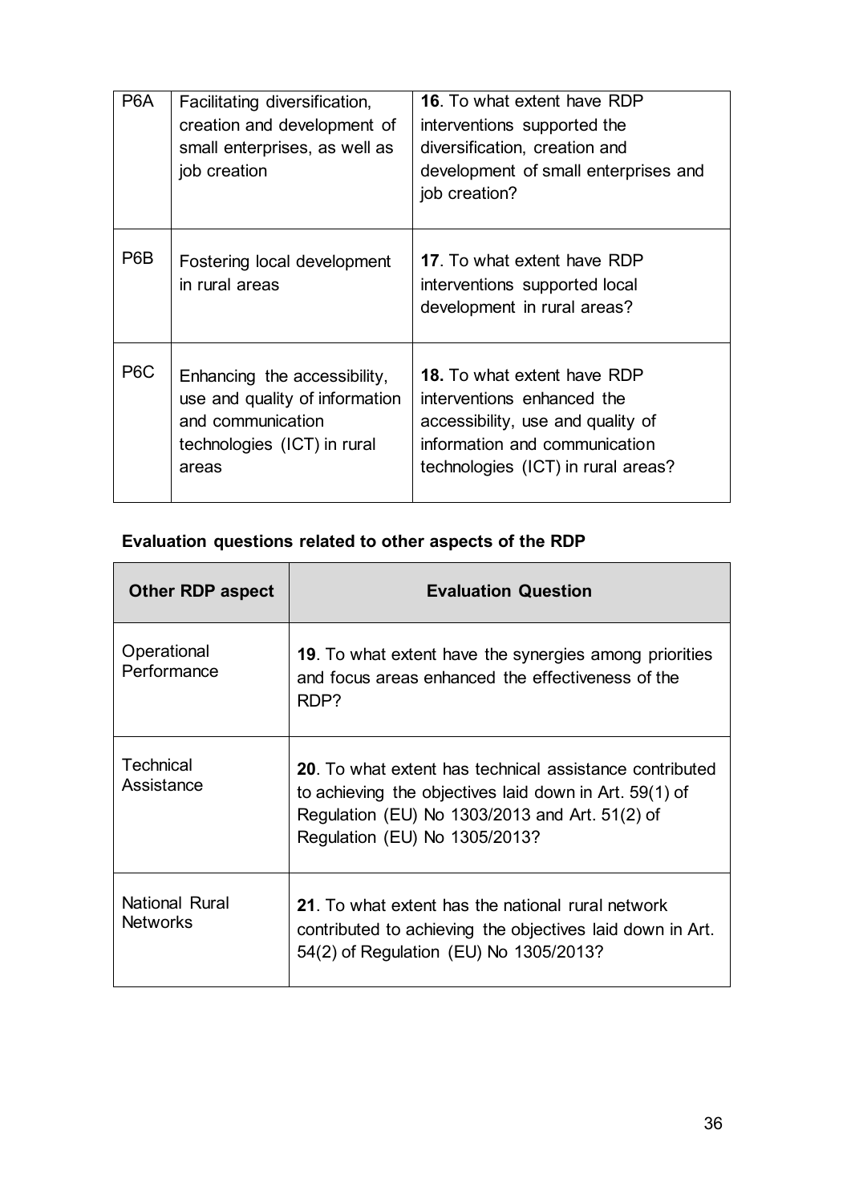| P6A | Facilitating diversification, creation and development of small enterprises, as well as job creation | **16**. To what extent have RDP interventions supported the diversification, creation and development of small enterprises and job creation? |
|---|---|---|
| P6B | Fostering local development in rural areas | **17**. To what extent have RDP interventions supported local development in rural areas? |
| P6C | Enhancing the accessibility, use and quality of information and communication technologies (ICT) in rural areas | **18.** To what extent have RDP interventions enhanced the accessibility, use and quality of information and communication technologies (ICT) in rural areas? |

**Evaluation questions related to other aspects of the RDP**

| Other RDP aspect | Evaluation Question |
|---|---|
| Operational Performance | **19**. To what extent have the synergies among priorities and focus areas enhanced the effectiveness of the RDP? |
| Technical Assistance | **20**. To what extent has technical assistance contributed to achieving the objectives laid down in Art. 59(1) of Regulation (EU) No 1303/2013 and Art. 51(2) of Regulation (EU) No 1305/2013? |
| National Rural Networks | **21**. To what extent has the national rural network contributed to achieving the objectives laid down in Art. 54(2) of Regulation (EU) No 1305/2013? |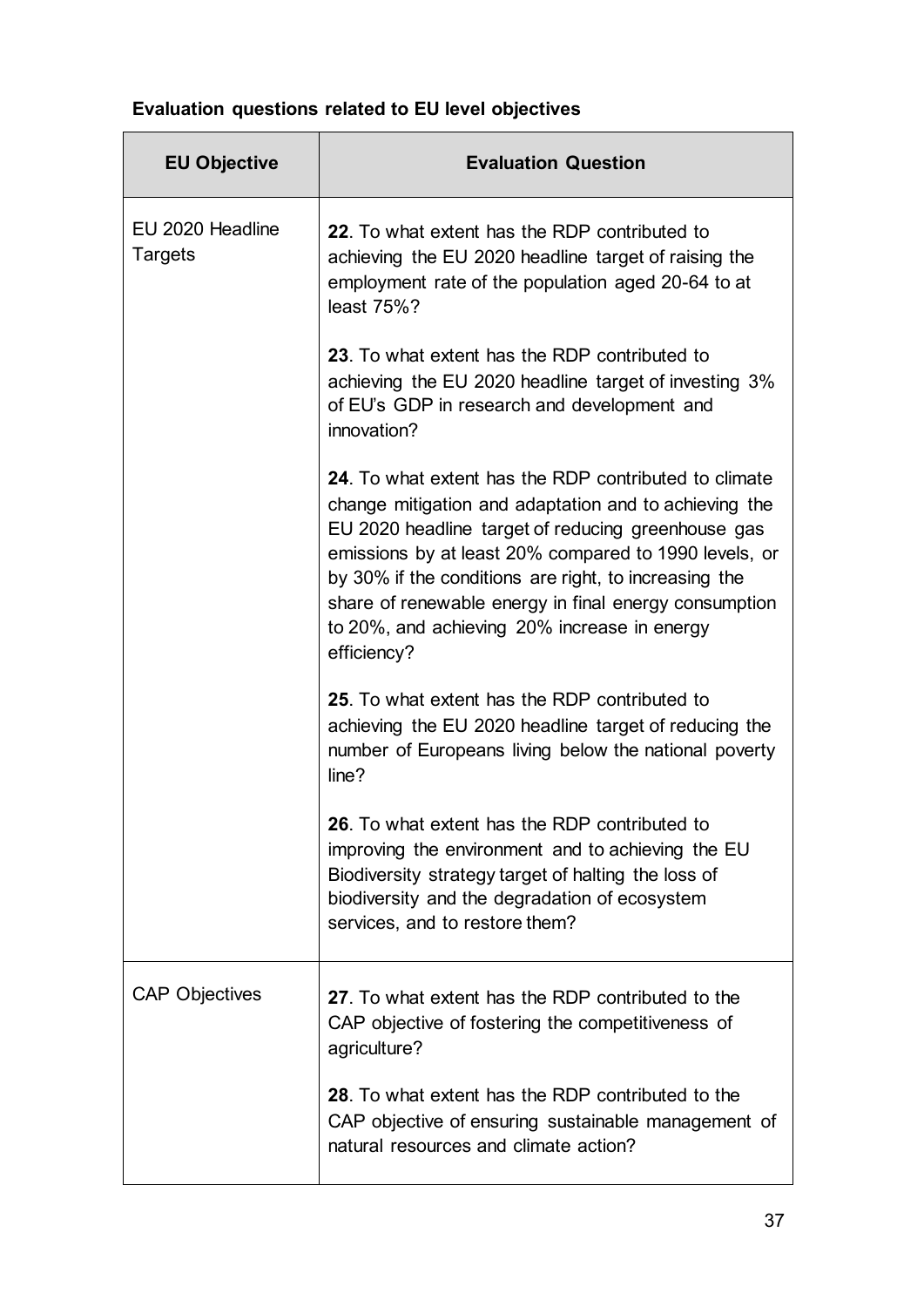**Evaluation questions related to EU level objectives**

| EU Objective | Evaluation Question |
|---|---|
| EU 2020 Headline Targets | **22**. To what extent has the RDP contributed to achieving the EU 2020 headline target of raising the employment rate of the population aged 20-64 to at least 75%? |
| | **23**. To what extent has the RDP contributed to achieving the EU 2020 headline target of investing 3% of EU's GDP in research and development and innovation? |
| | **24**. To what extent has the RDP contributed to climate change mitigation and adaptation and to achieving the EU 2020 headline target of reducing greenhouse gas emissions by at least 20% compared to 1990 levels, or by 30% if the conditions are right, to increasing the share of renewable energy in final energy consumption to 20%, and achieving 20% increase in energy efficiency? |
| | **25**. To what extent has the RDP contributed to achieving the EU 2020 headline target of reducing the number of Europeans living below the national poverty line? |
| | **26**. To what extent has the RDP contributed to improving the environment and to achieving the EU Biodiversity strategy target of halting the loss of biodiversity and the degradation of ecosystem services, and to restore them? |
| CAP Objectives | **27**. To what extent has the RDP contributed to the CAP objective of fostering the competitiveness of agriculture? |
| | **28**. To what extent has the RDP contributed to the CAP objective of ensuring sustainable management of natural resources and climate action? |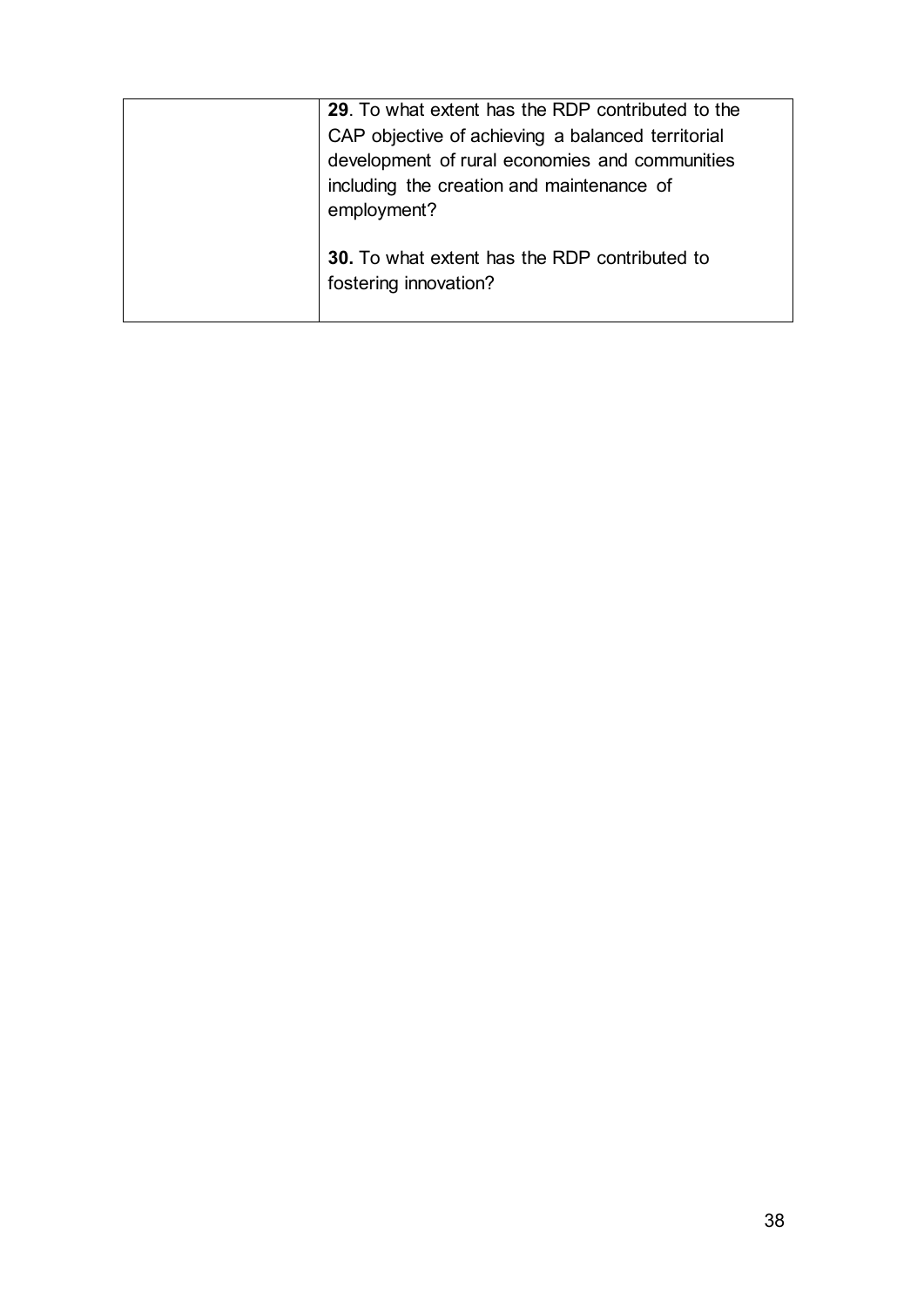| | |
|---|---|
| | **29**. To what extent has the RDP contributed to the CAP objective of achieving a balanced territorial development of rural economies and communities including the creation and maintenance of employment?<br><br>**30.** To what extent has the RDP contributed to fostering innovation? |